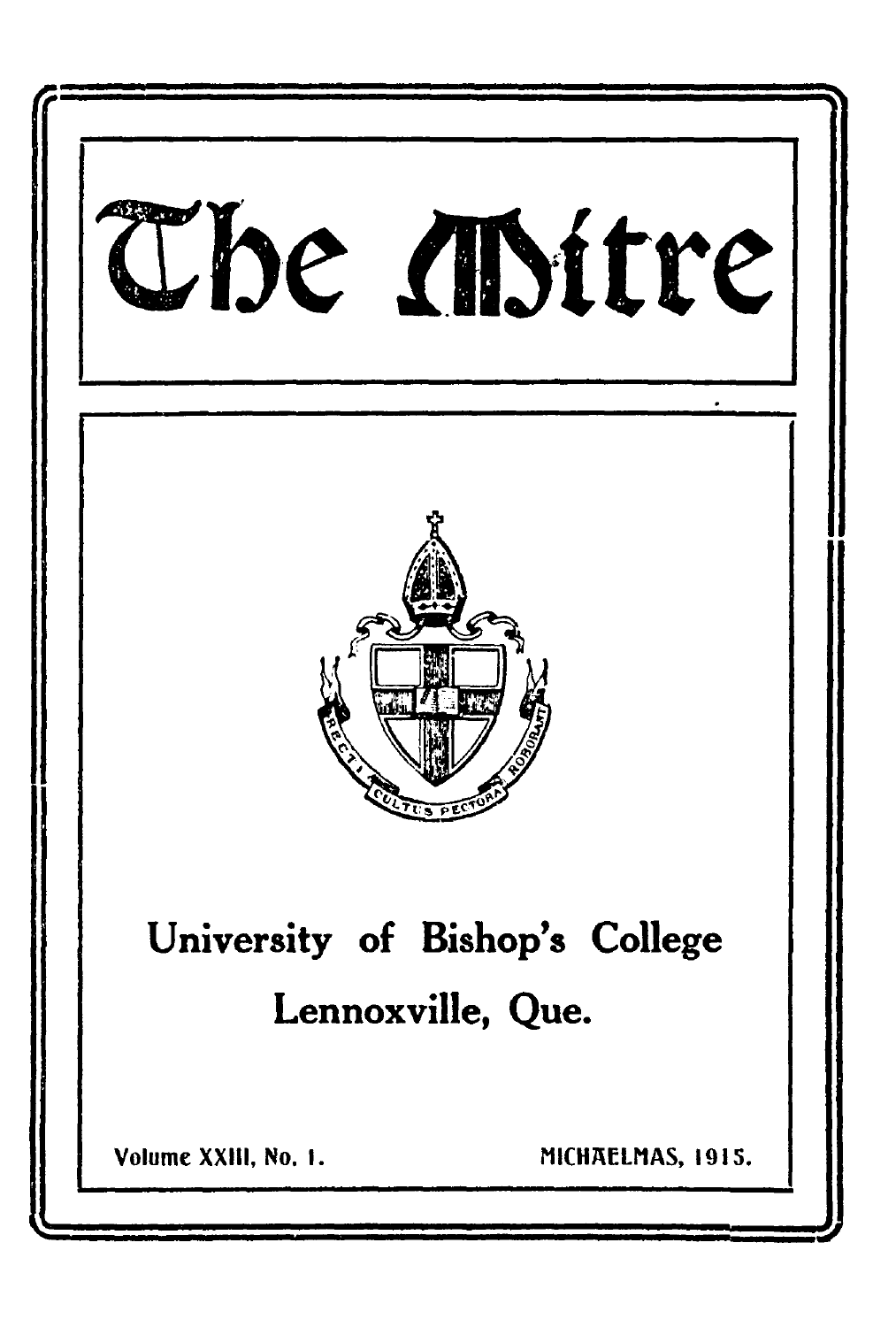# The Mitre

RECTI CULTUS PECTORA ROBORANT

University of Bishop's College

Lennoxville, Que.

Volume XXIII, No. 1. MICHAELMAS, 1915.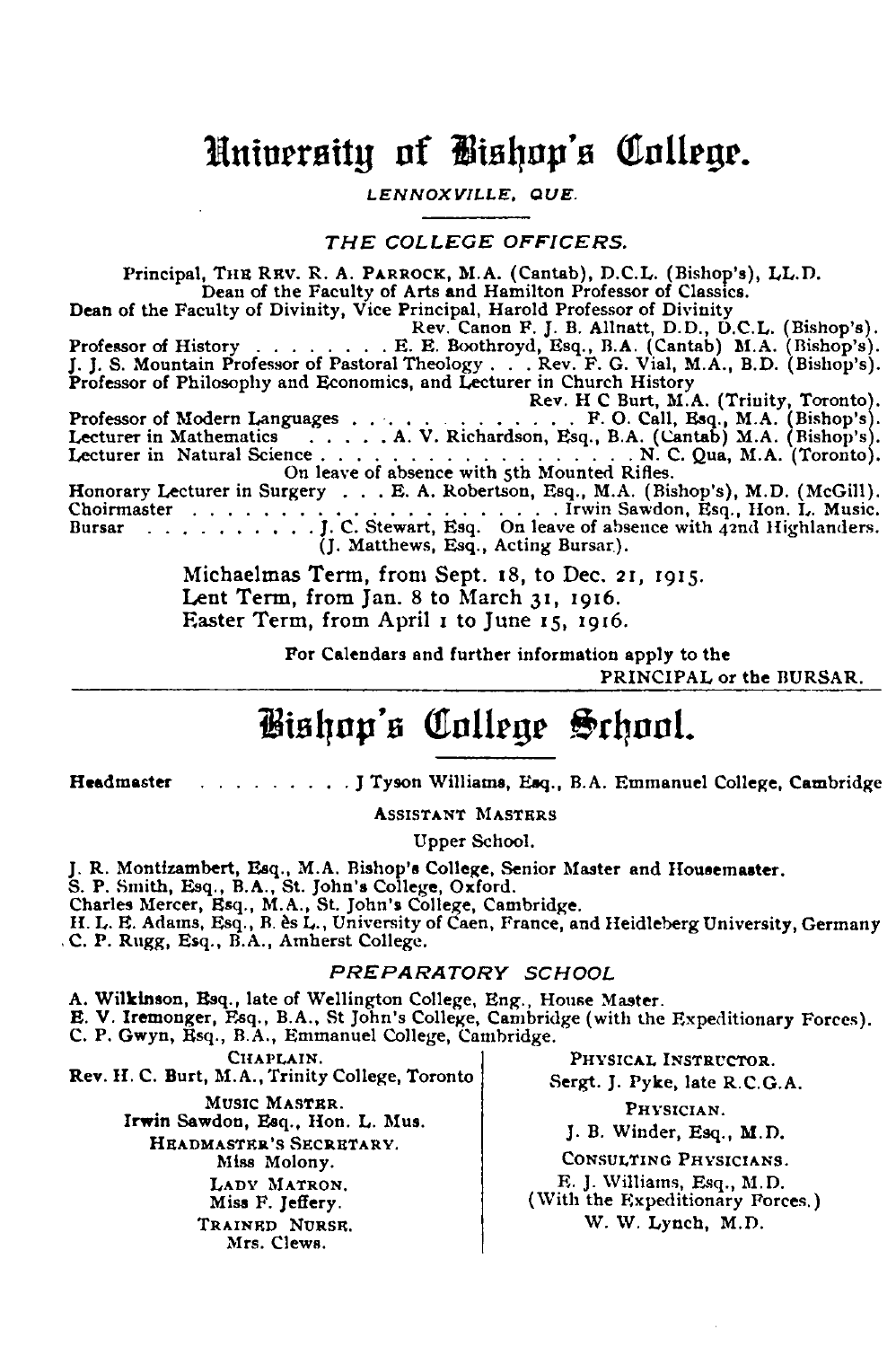# University of Bishop's College.

LENNOXVILLE, QUE.

## THE COLLEGE OFFICERS.

Principal, THE REV. R. A. PARROCK, M.A. (Cantab), D.C.L. (Bishop's), LL.D.
Dean of the Faculty of Arts and Hamilton Professor of Classics.

Dean of the Faculty of Divinity, Vice Principal, Harold Professor of Divinity
Rev. Canon F. J. B. Allnatt, D.D., D.C.L. (Bishop's).

Professor of History . . . . . . . . E. E. Boothroyd, Esq., B.A. (Cantab) M.A. (Bishop's).

J. J. S. Mountain Professor of Pastoral Theology . . . Rev. F. G. Vial, M.A., B.D. (Bishop's).

Professor of Philosophy and Economics, and Lecturer in Church History
Rev. H C Burt, M.A. (Trinity, Toronto).

Professor of Modern Languages . . . . . . . . . . . . . F. O. Call, Esq., M.A. (Bishop's).

Lecturer in Mathematics . . . . . A. V. Richardson, Esq., B.A. (Cantab) M.A. (Bishop's).

Lecturer in Natural Science . . . . . . . . . . . . . . . . . N. C. Qua, M.A. (Toronto).
On leave of absence with 5th Mounted Rifles.

Honorary Lecturer in Surgery . . . E. A. Robertson, Esq., M.A. (Bishop's), M.D. (McGill).

Choirmaster . . . . . . . . . . . . . . . . . . . . . Irwin Sawdon, Esq., Hon. L. Music.

Bursar . . . . . . . . . . J. C. Stewart, Esq. On leave of absence with 42nd Highlanders.
(J. Matthews, Esq., Acting Bursar.).

Michaelmas Term, from Sept. 18, to Dec. 21, 1915.
Lent Term, from Jan. 8 to March 31, 1916.
Easter Term, from April 1 to June 15, 1916.

For Calendars and further information apply to the
PRINCIPAL or the BURSAR.

# Bishop's College School.

**Headmaster** . . . . . . . . . J Tyson Williams, Esq., B.A. Emmanuel College, Cambridge

ASSISTANT MASTERS

Upper School.

J. R. Montizambert, Esq., M.A. Bishop's College, Senior Master and Housemaster.
S. P. Smith, Esq., B.A., St. John's College, Oxford.
Charles Mercer, Esq., M.A., St. John's College, Cambridge.
H. L. E. Adams, Esq., B. ès L., University of Caen, France, and Heidleberg University, Germany
C. P. Rugg, Esq., B.A., Amherst College.

## PREPARATORY SCHOOL

A. Wilkinson, Esq., late of Wellington College, Eng., House Master.
E. V. Iremonger, Esq., B.A., St John's College, Cambridge (with the Expeditionary Forces).
C. P. Gwyn, Esq., B.A., Emmanuel College, Cambridge.

CHAPLAIN.
Rev. H. C. Burt, M.A., Trinity College, Toronto

MUSIC MASTER.
Irwin Sawdon, Esq., Hon. L. Mus.

HEADMASTER'S SECRETARY.
Miss Molony.

LADY MATRON.
Miss F. Jeffery.

TRAINED NURSE.
Mrs. Clews.

PHYSICAL INSTRUCTOR.
Sergt. J. Pyke, late R.C.G.A.

PHYSICIAN.
J. B. Winder, Esq., M.D.

CONSULTING PHYSICIANS.
E. J. Williams, Esq., M.D.
(With the Expeditionary Forces.)
W. W. Lynch, M.D.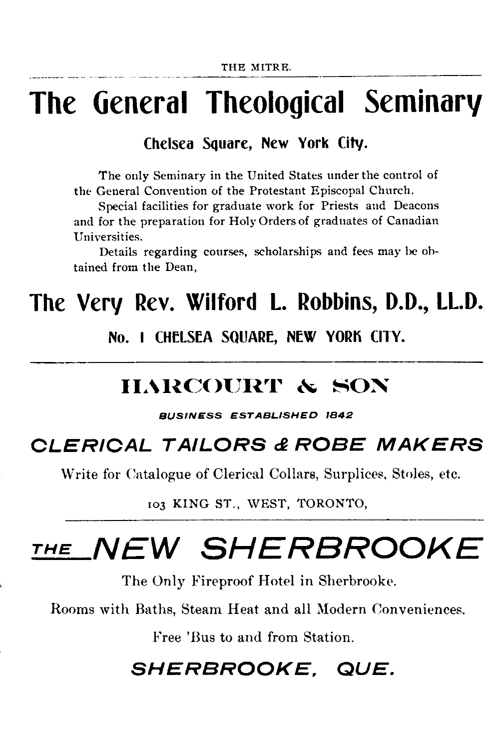# The General Theological Seminary

## Chelsea Square, New York City.

The only Seminary in the United States under the control of the General Convention of the Protestant Episcopal Church.

Special facilities for graduate work for Priests and Deacons and for the preparation for Holy Orders of graduates of Canadian Universities.

Details regarding courses, scholarships and fees may be obtained from the Dean,

## The Very Rev. Wilford L. Robbins, D.D., LL.D.

**No. I CHELSEA SQUARE, NEW YORK CITY.**

---

# HARCOURT & SON

***BUSINESS ESTABLISHED 1842***

## *CLERICAL TAILORS & ROBE MAKERS*

Write for Catalogue of Clerical Collars, Surplices, Stoles, etc.

103 KING ST., WEST, TORONTO,

---

# *THE NEW SHERBROOKE*

The Only Fireproof Hotel in Sherbrooke.

Rooms with Baths, Steam Heat and all Modern Conveniences.

Free 'Bus to and from Station.

## *SHERBROOKE, QUE.*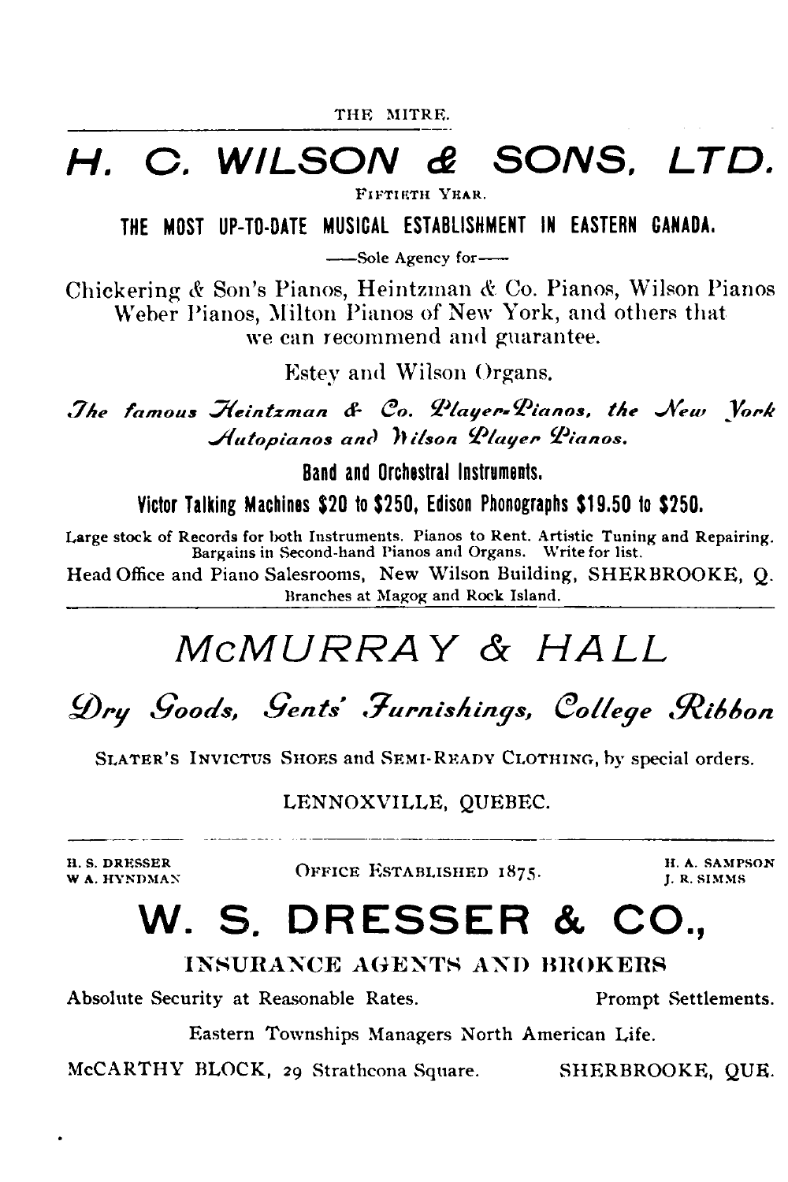# H. C. WILSON & SONS, LTD.

FIFTIETH YEAR.

**THE MOST UP-TO-DATE MUSICAL ESTABLISHMENT IN EASTERN CANADA.**

—Sole Agency for—

Chickering & Son's Pianos, Heintzman & Co. Pianos, Wilson Pianos Weber Pianos, Milton Pianos of New York, and others that we can recommend and guarantee.

Estey and Wilson Organs.

*The famous Heintzman & Co. Player-Pianos, the New York Autopianos and Wilson Player Pianos.*

**Band and Orchestral Instruments.**

**Victor Talking Machines $20 to $250, Edison Phonographs $19.50 to $250.**

Large stock of Records for both Instruments. Pianos to Rent. Artistic Tuning and Repairing. Bargains in Second-hand Pianos and Organs. Write for list.

Head Office and Piano Salesrooms, New Wilson Building, SHERBROOKE, Q.

Branches at Magog and Rock Island.

---

# McMURRAY & HALL

*Dry Goods, Gents' Furnishings, College Ribbon*

SLATER'S INVICTUS SHOES and SEMI-READY CLOTHING, by special orders.

LENNOXVILLE, QUEBEC.

---

H. S. DRESSER
W. A. HYNDMAN

OFFICE ESTABLISHED 1875.

H. A. SAMPSON
J. R. SIMMS

# W. S. DRESSER & CO.,

INSURANCE AGENTS AND BROKERS

Absolute Security at Reasonable Rates. Prompt Settlements.

Eastern Townships Managers North American Life.

McCARTHY BLOCK, 29 Strathcona Square. SHERBROOKE, QUE.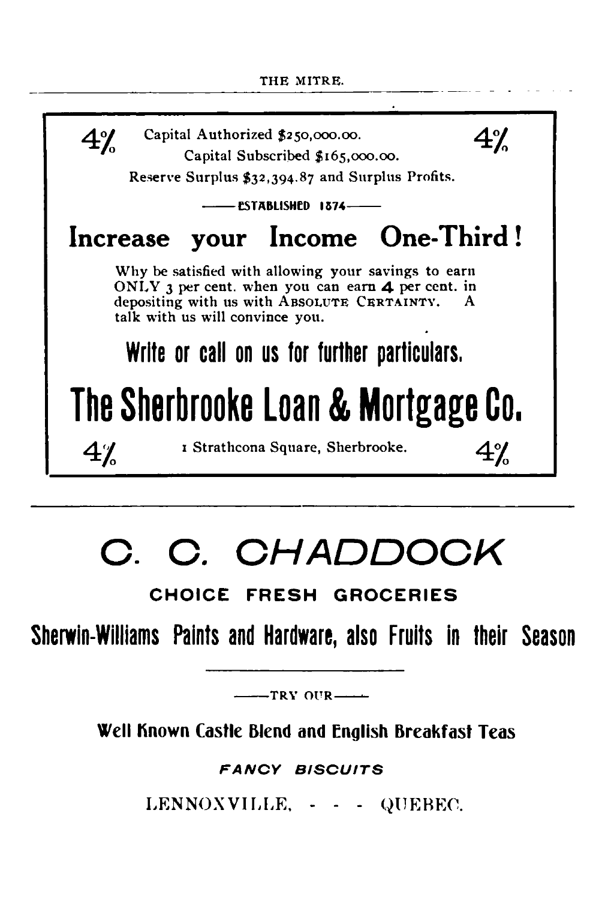4% Capital Authorized $250,000.00. 4%

Capital Subscribed $165,000.00.

Reserve Surplus $32,394.87 and Surplus Profits.

—— ESTABLISHED 1874 ——

# Increase your Income One-Third!

Why be satisfied with allowing your savings to earn ONLY 3 per cent. when you can earn **4** per cent. in depositing with us with ABSOLUTE CERTAINTY. A talk with us will convince you.

**Write or call on us for further particulars.**

# The Sherbrooke Loan & Mortgage Co.

4% 1 Strathcona Square, Sherbrooke. 4%

---

# C. C. CHADDOCK

**CHOICE FRESH GROCERIES**

**Sherwin-Williams Paints and Hardware, also Fruits in their Season**

—— TRY OUR ——

**Well Known Castle Blend and English Breakfast Teas**

***FANCY BISCUITS***

LENNOXVILLE, - - - QUEBEC.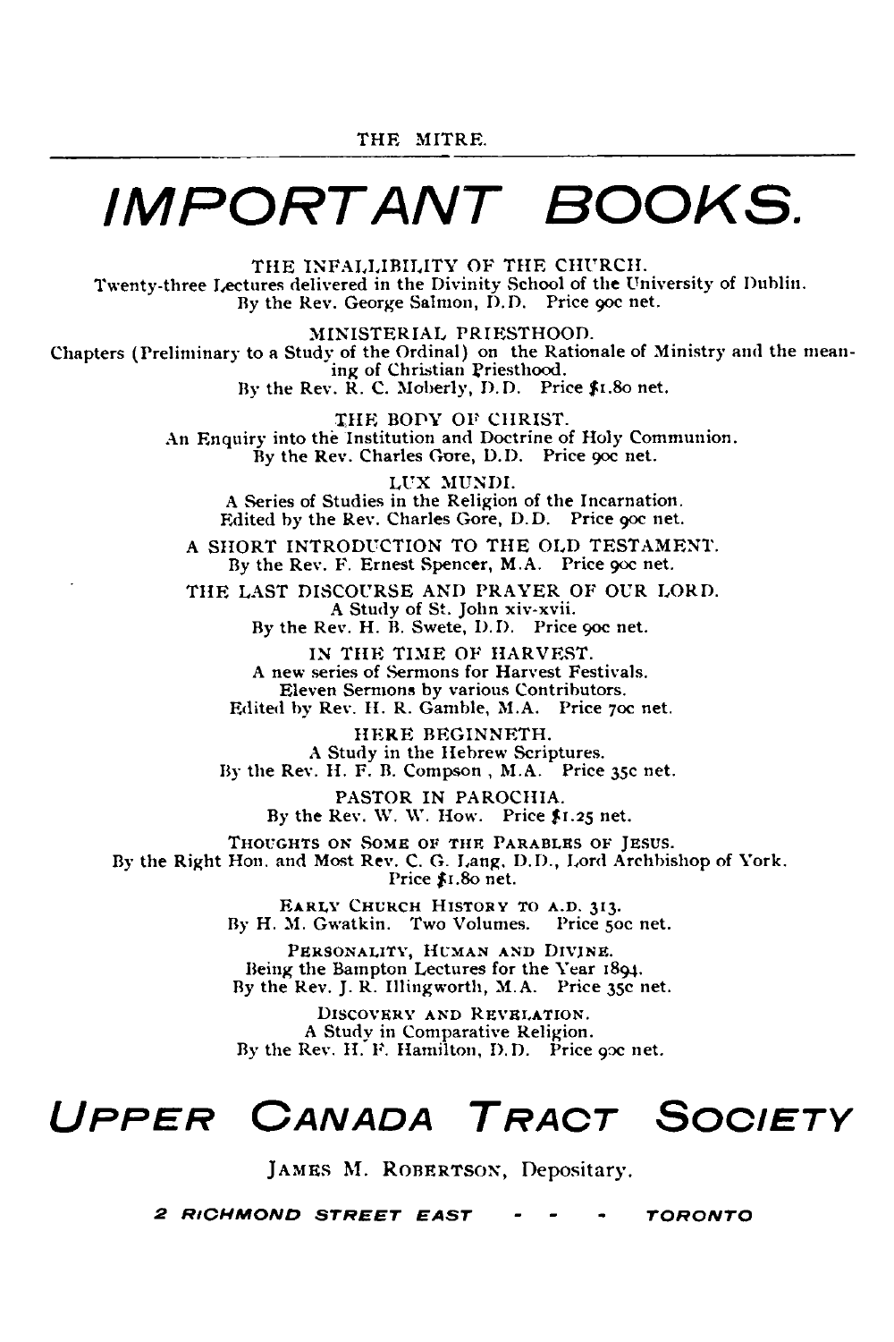# IMPORTANT BOOKS.

THE INFALLIBILITY OF THE CHURCH.
Twenty-three Lectures delivered in the Divinity School of the University of Dublin.
By the Rev. George Salmon, D.D. Price 90c net.

MINISTERIAL PRIESTHOOD.
Chapters (Preliminary to a Study of the Ordinal) on the Rationale of Ministry and the meaning of Christian Priesthood.
By the Rev. R. C. Moberly, D.D. Price $1.80 net.

THE BODY OF CHRIST.
An Enquiry into the Institution and Doctrine of Holy Communion.
By the Rev. Charles Gore, D.D. Price 90c net.

LUX MUNDI.
A Series of Studies in the Religion of the Incarnation.
Edited by the Rev. Charles Gore, D.D. Price 90c net.

A SHORT INTRODUCTION TO THE OLD TESTAMENT.
By the Rev. F. Ernest Spencer, M.A. Price 90c net.

THE LAST DISCOURSE AND PRAYER OF OUR LORD.
A Study of St. John xiv-xvii.
By the Rev. H. B. Swete, D.D. Price 90c net.

IN THE TIME OF HARVEST.
A new series of Sermons for Harvest Festivals.
Eleven Sermons by various Contributors.
Edited by Rev. H. R. Gamble, M.A. Price 70c net.

HERE BEGINNETH.
A Study in the Hebrew Scriptures.
By the Rev. H. F. B. Compson, M.A. Price 35c net.

PASTOR IN PAROCHIA.
By the Rev. W. W. How. Price $1.25 net.

THOUGHTS ON SOME OF THE PARABLES OF JESUS.
By the Right Hon. and Most Rev. C. G. Lang, D.D., Lord Archbishop of York.
Price $1.80 net.

EARLY CHURCH HISTORY TO A.D. 313.
By H. M. Gwatkin. Two Volumes. Price 50c net.

PERSONALITY, HUMAN AND DIVINE.
Being the Bampton Lectures for the Year 1894.
By the Rev. J. R. Illingworth, M.A. Price 35c net.

DISCOVERY AND REVELATION.
A Study in Comparative Religion.
By the Rev. H. F. Hamilton, D.D. Price 90c net.

## UPPER CANADA TRACT SOCIETY

JAMES M. ROBERTSON, Depositary.

**2 RICHMOND STREET EAST - - - TORONTO**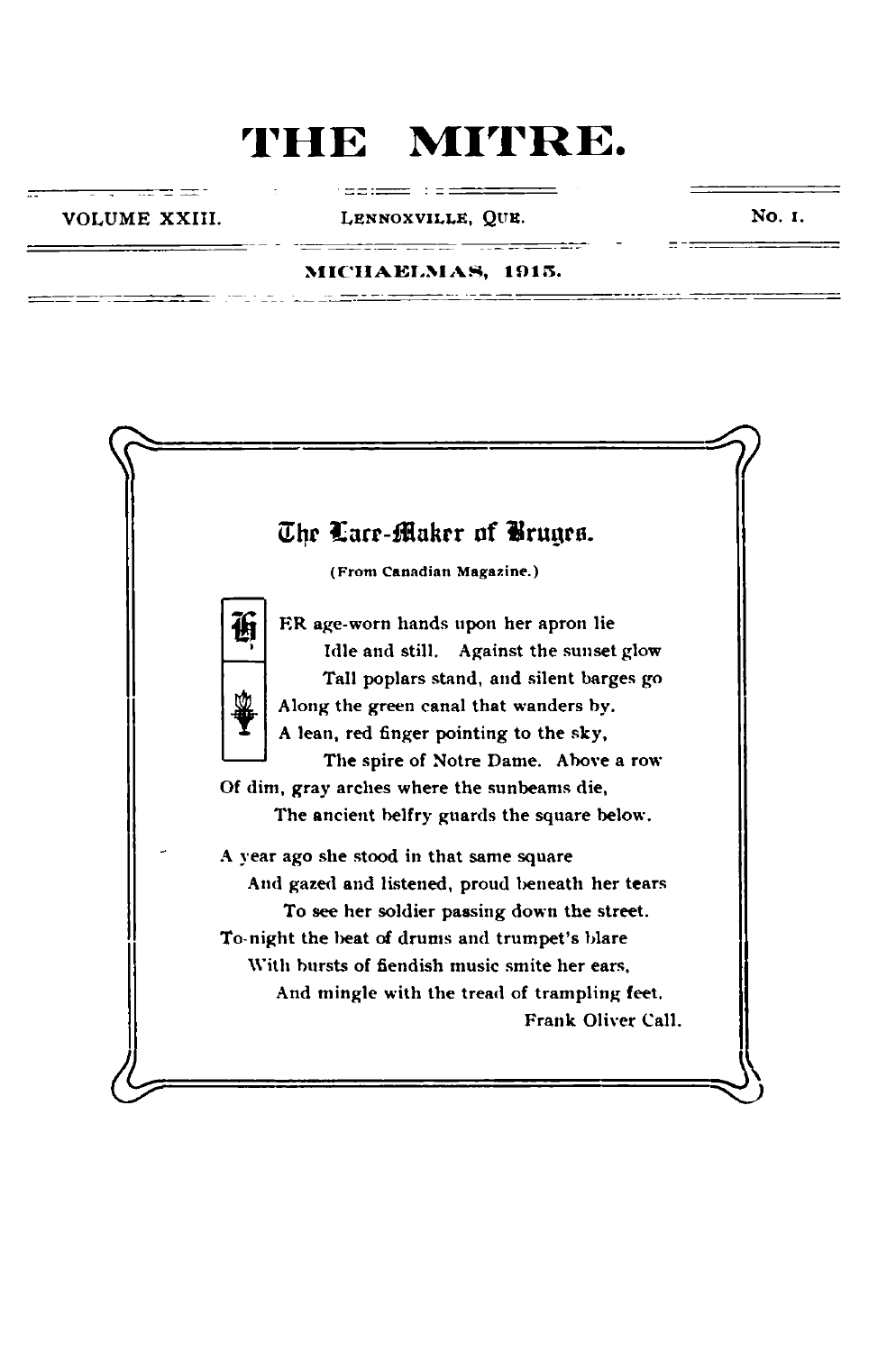# THE MITRE.

VOLUME XXIII. LENNOXVILLE, QUE. No. I.

MICHAELMAS, 1915.

## The Lace-Maker of Bruges.

(From Canadian Magazine.)

HER age-worn hands upon her apron lie
Idle and still. Against the sunset glow
Tall poplars stand, and silent barges go
Along the green canal that wanders by.
A lean, red finger pointing to the sky,
The spire of Notre Dame. Above a row
Of dim, gray arches where the sunbeams die,
The ancient belfry guards the square below.

A year ago she stood in that same square
And gazed and listened, proud beneath her tears
To see her soldier passing down the street.
To-night the beat of drums and trumpet's blare
With bursts of fiendish music smite her ears,
And mingle with the tread of trampling feet.

Frank Oliver Call.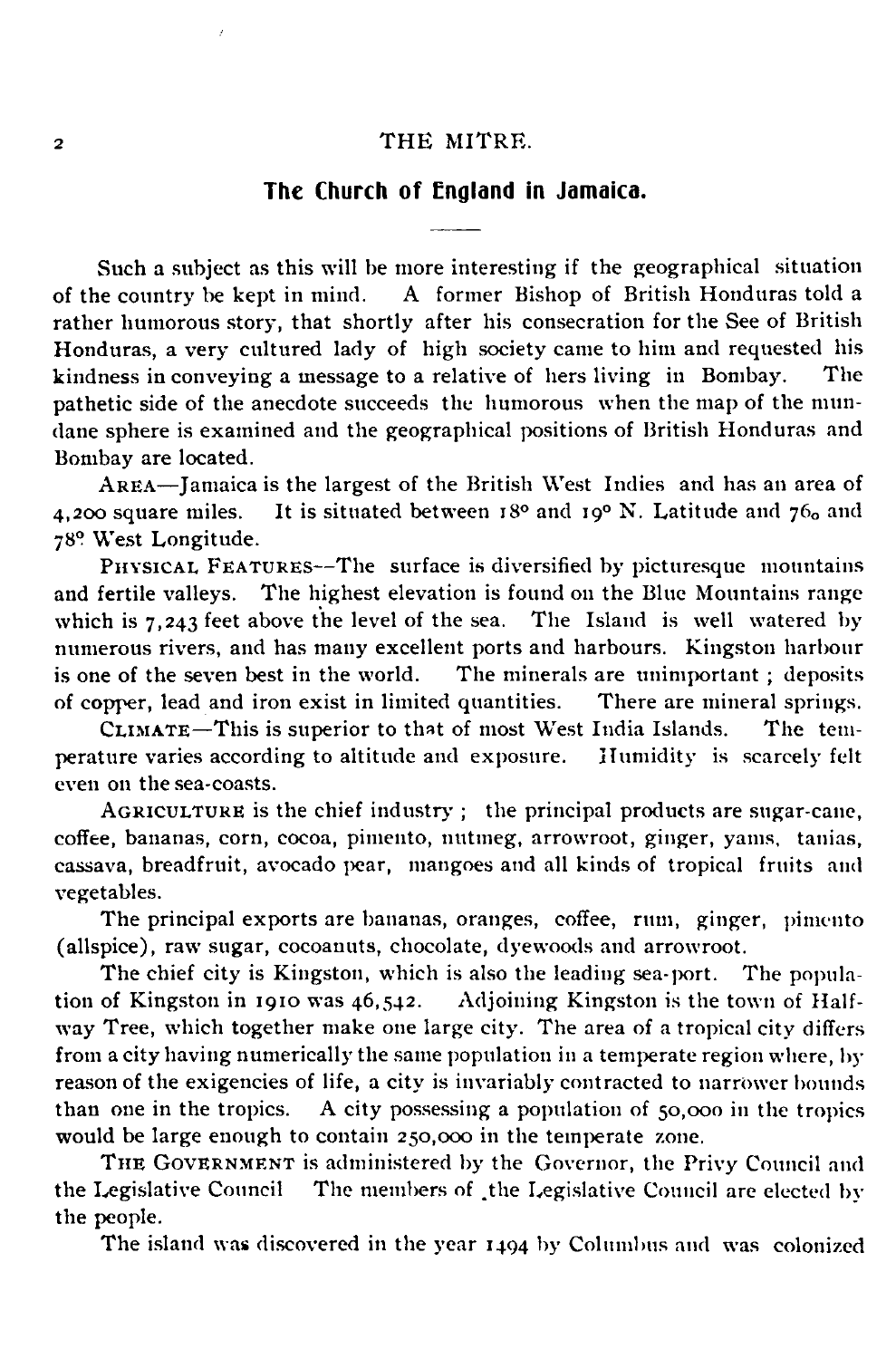## The Church of England in Jamaica.

Such a subject as this will be more interesting if the geographical situation of the country be kept in mind. A former Bishop of British Honduras told a rather humorous story, that shortly after his consecration for the See of British Honduras, a very cultured lady of high society came to him and requested his kindness in conveying a message to a relative of hers living in Bombay. The pathetic side of the anecdote succeeds the humorous when the map of the mundane sphere is examined and the geographical positions of British Honduras and Bombay are located.

AREA—Jamaica is the largest of the British West Indies and has an area of 4,200 square miles. It is situated between 18° and 19° N. Latitude and 76° and 78° West Longitude.

PHYSICAL FEATURES—The surface is diversified by picturesque mountains and fertile valleys. The highest elevation is found on the Blue Mountains range which is 7,243 feet above the level of the sea. The Island is well watered by numerous rivers, and has many excellent ports and harbours. Kingston harbour is one of the seven best in the world. The minerals are unimportant ; deposits of copper, lead and iron exist in limited quantities. There are mineral springs.

CLIMATE—This is superior to that of most West India Islands. The temperature varies according to altitude and exposure. Humidity is scarcely felt even on the sea-coasts.

AGRICULTURE is the chief industry ; the principal products are sugar-cane, coffee, bananas, corn, cocoa, pimento, nutmeg, arrowroot, ginger, yams, tanias, cassava, breadfruit, avocado pear, mangoes and all kinds of tropical fruits and vegetables.

The principal exports are bananas, oranges, coffee, rum, ginger, pimento (allspice), raw sugar, cocoanuts, chocolate, dyewoods and arrowroot.

The chief city is Kingston, which is also the leading sea-port. The population of Kingston in 1910 was 46,542. Adjoining Kingston is the town of Half-way Tree, which together make one large city. The area of a tropical city differs from a city having numerically the same population in a temperate region where, by reason of the exigencies of life, a city is invariably contracted to narrower bounds than one in the tropics. A city possessing a population of 50,000 in the tropics would be large enough to contain 250,000 in the temperate zone.

THE GOVERNMENT is administered by the Governor, the Privy Council and the Legislative Council The members of the Legislative Council are elected by the people.

The island was discovered in the year 1494 by Columbus and was colonized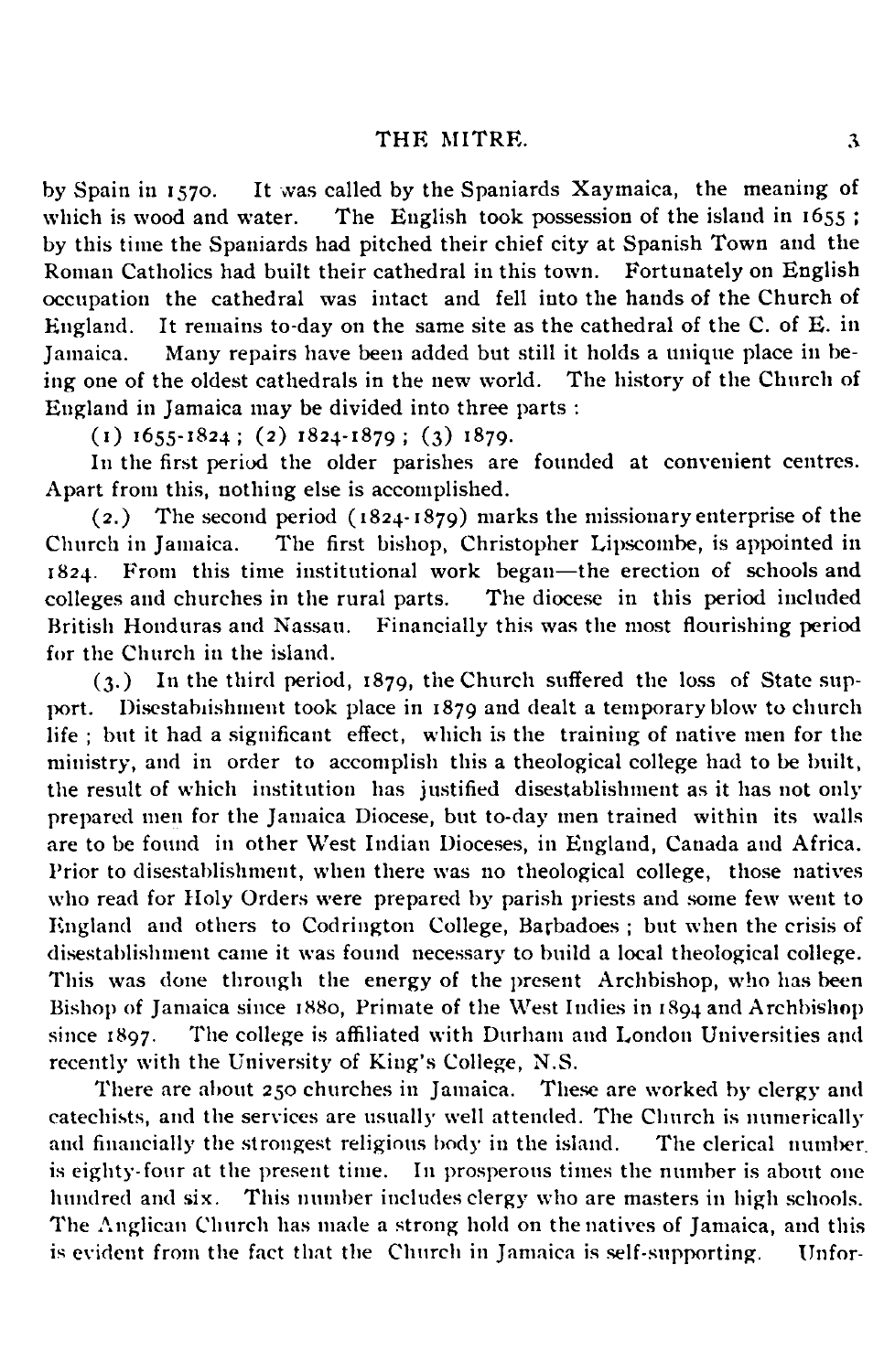by Spain in 1570. It was called by the Spaniards Xaymaica, the meaning of which is wood and water. The English took possession of the island in 1655; by this time the Spaniards had pitched their chief city at Spanish Town and the Roman Catholics had built their cathedral in this town. Fortunately on English occupation the cathedral was intact and fell into the hands of the Church of England. It remains to-day on the same site as the cathedral of the C. of E. in Jamaica. Many repairs have been added but still it holds a unique place in being one of the oldest cathedrals in the new world. The history of the Church of England in Jamaica may be divided into three parts:

(1) 1655-1824; (2) 1824-1879; (3) 1879.

In the first period the older parishes are founded at convenient centres. Apart from this, nothing else is accomplished.

(2.) The second period (1824-1879) marks the missionary enterprise of the Church in Jamaica. The first bishop, Christopher Lipscombe, is appointed in 1824. From this time institutional work began—the erection of schools and colleges and churches in the rural parts. The diocese in this period included British Honduras and Nassau. Financially this was the most flourishing period for the Church in the island.

(3.) In the third period, 1879, the Church suffered the loss of State support. Disestablishment took place in 1879 and dealt a temporary blow to church life; but it had a significant effect, which is the training of native men for the ministry, and in order to accomplish this a theological college had to be built, the result of which institution has justified disestablishment as it has not only prepared men for the Jamaica Diocese, but to-day men trained within its walls are to be found in other West Indian Dioceses, in England, Canada and Africa. Prior to disestablishment, when there was no theological college, those natives who read for Holy Orders were prepared by parish priests and some few went to England and others to Codrington College, Barbadoes; but when the crisis of disestablishment came it was found necessary to build a local theological college. This was done through the energy of the present Archbishop, who has been Bishop of Jamaica since 1880, Primate of the West Indies in 1894 and Archbishop since 1897. The college is affiliated with Durham and London Universities and recently with the University of King's College, N.S.

There are about 250 churches in Jamaica. These are worked by clergy and catechists, and the services are usually well attended. The Church is numerically and financially the strongest religious body in the island. The clerical number is eighty-four at the present time. In prosperous times the number is about one hundred and six. This number includes clergy who are masters in high schools. The Anglican Church has made a strong hold on the natives of Jamaica, and this is evident from the fact that the Church in Jamaica is self-supporting. Unfor-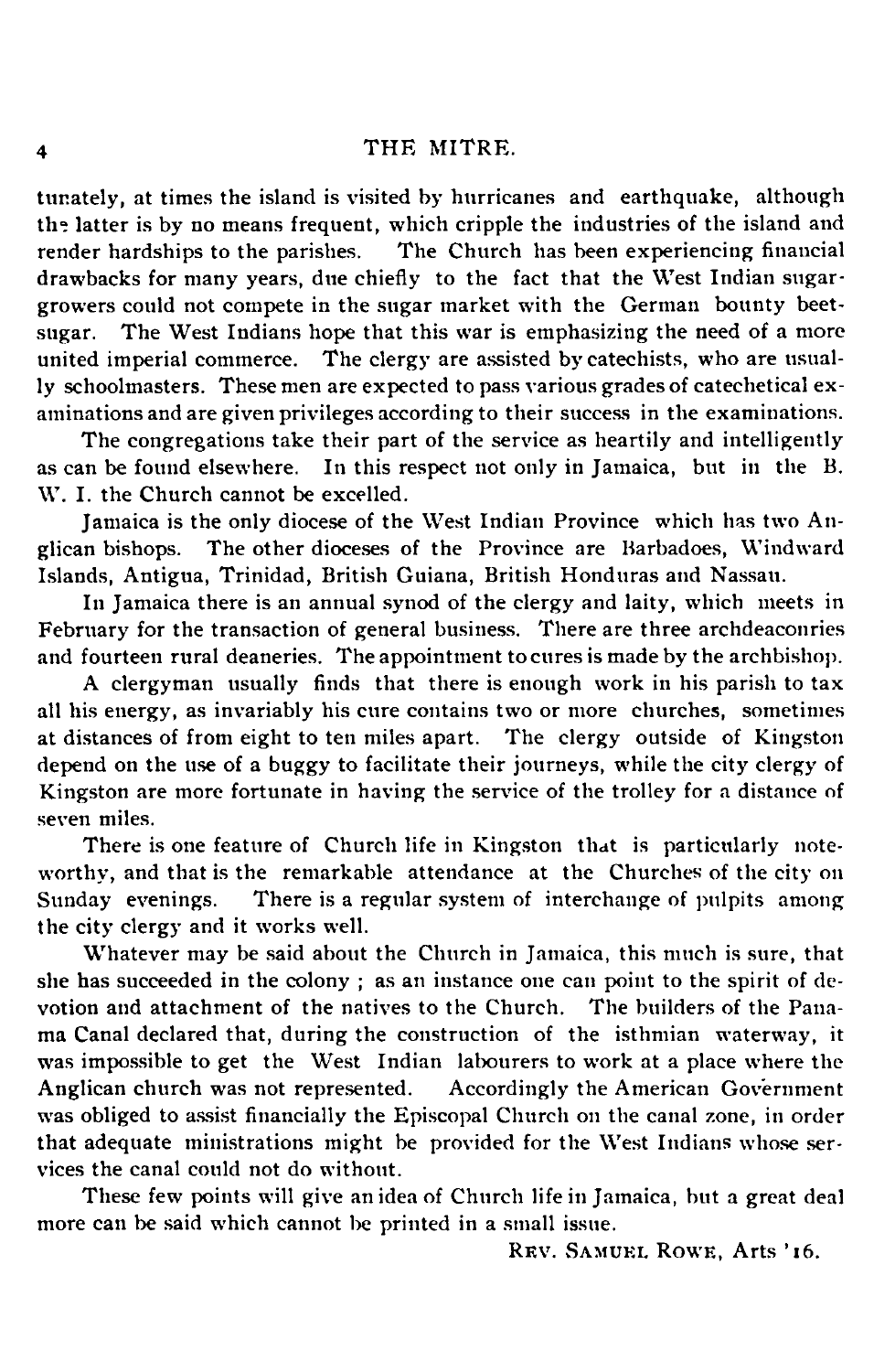tunately, at times the island is visited by hurricanes and earthquake, although the latter is by no means frequent, which cripple the industries of the island and render hardships to the parishes. The Church has been experiencing financial drawbacks for many years, due chiefly to the fact that the West Indian sugar-growers could not compete in the sugar market with the German bounty beet-sugar. The West Indians hope that this war is emphasizing the need of a more united imperial commerce. The clergy are assisted by catechists, who are usually schoolmasters. These men are expected to pass various grades of catechetical examinations and are given privileges according to their success in the examinations.

The congregations take their part of the service as heartily and intelligently as can be found elsewhere. In this respect not only in Jamaica, but in the B. W. I. the Church cannot be excelled.

Jamaica is the only diocese of the West Indian Province which has two Anglican bishops. The other dioceses of the Province are Barbadoes, Windward Islands, Antigua, Trinidad, British Guiana, British Honduras and Nassau.

In Jamaica there is an annual synod of the clergy and laity, which meets in February for the transaction of general business. There are three archdeaconries and fourteen rural deaneries. The appointment to cures is made by the archbishop.

A clergyman usually finds that there is enough work in his parish to tax all his energy, as invariably his cure contains two or more churches, sometimes at distances of from eight to ten miles apart. The clergy outside of Kingston depend on the use of a buggy to facilitate their journeys, while the city clergy of Kingston are more fortunate in having the service of the trolley for a distance of seven miles.

There is one feature of Church life in Kingston that is particularly noteworthy, and that is the remarkable attendance at the Churches of the city on Sunday evenings. There is a regular system of interchange of pulpits among the city clergy and it works well.

Whatever may be said about the Church in Jamaica, this much is sure, that she has succeeded in the colony ; as an instance one can point to the spirit of devotion and attachment of the natives to the Church. The builders of the Panama Canal declared that, during the construction of the isthmian waterway, it was impossible to get the West Indian labourers to work at a place where the Anglican church was not represented. Accordingly the American Government was obliged to assist financially the Episcopal Church on the canal zone, in order that adequate ministrations might be provided for the West Indians whose services the canal could not do without.

These few points will give an idea of Church life in Jamaica, but a great deal more can be said which cannot be printed in a small issue.

REV. SAMUEL ROWE, Arts '16.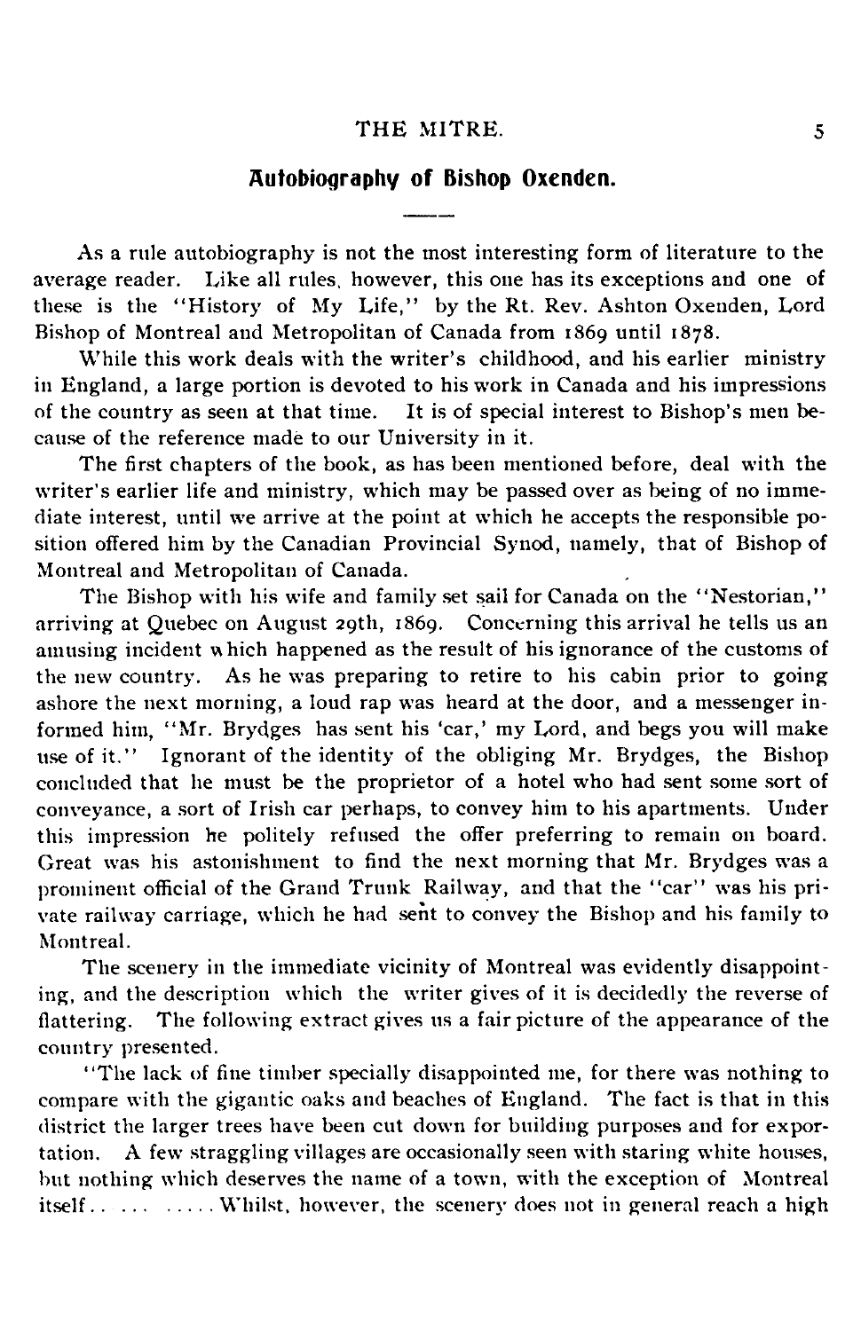## Autobiography of Bishop Oxenden.

As a rule autobiography is not the most interesting form of literature to the average reader. Like all rules, however, this one has its exceptions and one of these is the "History of My Life," by the Rt. Rev. Ashton Oxenden, Lord Bishop of Montreal and Metropolitan of Canada from 1869 until 1878.

While this work deals with the writer's childhood, and his earlier ministry in England, a large portion is devoted to his work in Canada and his impressions of the country as seen at that time. It is of special interest to Bishop's men because of the reference made to our University in it.

The first chapters of the book, as has been mentioned before, deal with the writer's earlier life and ministry, which may be passed over as being of no immediate interest, until we arrive at the point at which he accepts the responsible position offered him by the Canadian Provincial Synod, namely, that of Bishop of Montreal and Metropolitan of Canada.

The Bishop with his wife and family set sail for Canada on the "Nestorian," arriving at Quebec on August 29th, 1869. Concerning this arrival he tells us an amusing incident which happened as the result of his ignorance of the customs of the new country. As he was preparing to retire to his cabin prior to going ashore the next morning, a loud rap was heard at the door, and a messenger informed him, "Mr. Brydges has sent his 'car,' my Lord, and begs you will make use of it." Ignorant of the identity of the obliging Mr. Brydges, the Bishop concluded that he must be the proprietor of a hotel who had sent some sort of conveyance, a sort of Irish car perhaps, to convey him to his apartments. Under this impression he politely refused the offer preferring to remain on board. Great was his astonishment to find the next morning that Mr. Brydges was a prominent official of the Grand Trunk Railway, and that the "car" was his private railway carriage, which he had sent to convey the Bishop and his family to Montreal.

The scenery in the immediate vicinity of Montreal was evidently disappointing, and the description which the writer gives of it is decidedly the reverse of flattering. The following extract gives us a fair picture of the appearance of the country presented.

"The lack of fine timber specially disappointed me, for there was nothing to compare with the gigantic oaks and beaches of England. The fact is that in this district the larger trees have been cut down for building purposes and for exportation. A few straggling villages are occasionally seen with staring white houses, but nothing which deserves the name of a town, with the exception of Montreal itself.. ... ..... Whilst, however, the scenery does not in general reach a high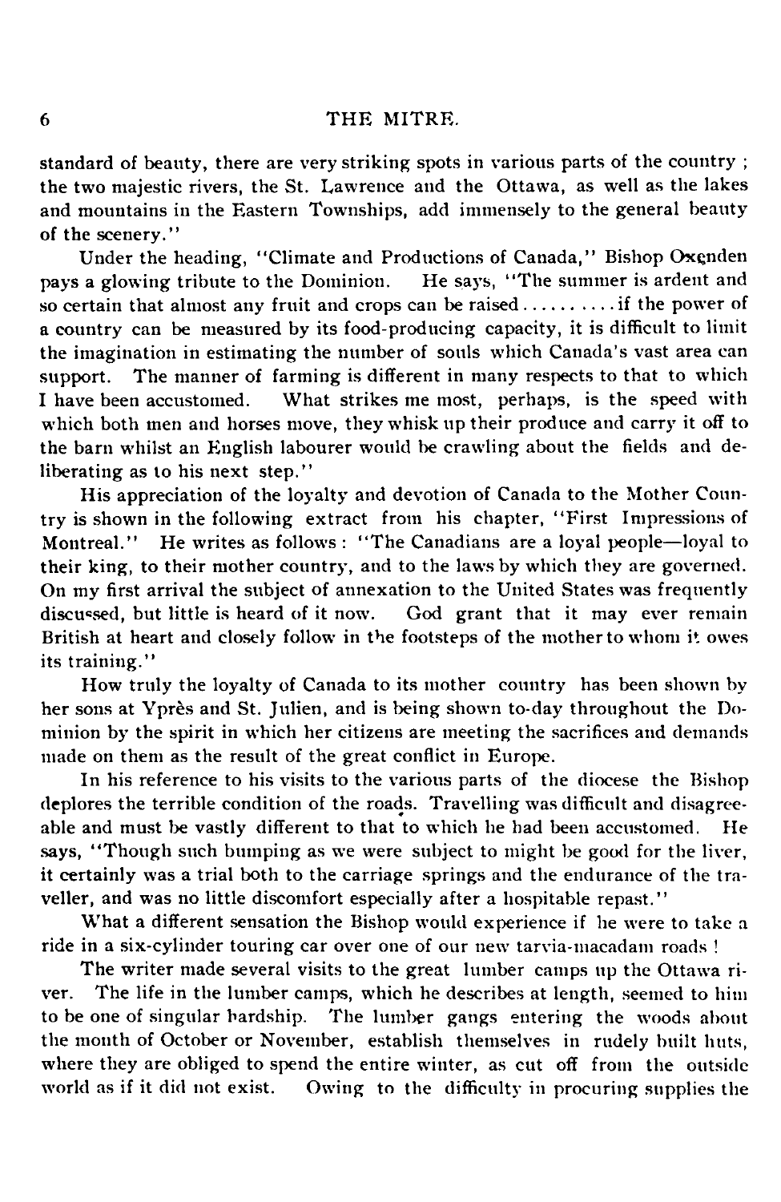standard of beauty, there are very striking spots in various parts of the country ; the two majestic rivers, the St. Lawrence and the Ottawa, as well as the lakes and mountains in the Eastern Townships, add immensely to the general beauty of the scenery."

Under the heading, "Climate and Productions of Canada," Bishop Oxenden pays a glowing tribute to the Dominion. He says, "The summer is ardent and so certain that almost any fruit and crops can be raised.......... if the power of a country can be measured by its food-producing capacity, it is difficult to limit the imagination in estimating the number of souls which Canada's vast area can support. The manner of farming is different in many respects to that to which I have been accustomed. What strikes me most, perhaps, is the speed with which both men and horses move, they whisk up their produce and carry it off to the barn whilst an English labourer would be crawling about the fields and deliberating as to his next step."

His appreciation of the loyalty and devotion of Canada to the Mother Country is shown in the following extract from his chapter, "First Impressions of Montreal." He writes as follows : "The Canadians are a loyal people—loyal to their king, to their mother country, and to the laws by which they are governed. On my first arrival the subject of annexation to the United States was frequently discussed, but little is heard of it now. God grant that it may ever remain British at heart and closely follow in the footsteps of the mother to whom it owes its training."

How truly the loyalty of Canada to its mother country has been shown by her sons at Yprès and St. Julien, and is being shown to-day throughout the Dominion by the spirit in which her citizens are meeting the sacrifices and demands made on them as the result of the great conflict in Europe.

In his reference to his visits to the various parts of the diocese the Bishop deplores the terrible condition of the roads. Travelling was difficult and disagreeable and must be vastly different to that to which he had been accustomed. He says, "Though such bumping as we were subject to might be good for the liver, it certainly was a trial both to the carriage springs and the endurance of the traveller, and was no little discomfort especially after a hospitable repast."

What a different sensation the Bishop would experience if he were to take a ride in a six-cylinder touring car over one of our new tarvia-macadam roads !

The writer made several visits to the great lumber camps up the Ottawa river. The life in the lumber camps, which he describes at length, seemed to him to be one of singular hardship. The lumber gangs entering the woods about the month of October or November, establish themselves in rudely built huts, where they are obliged to spend the entire winter, as cut off from the outside world as if it did not exist. Owing to the difficulty in procuring supplies the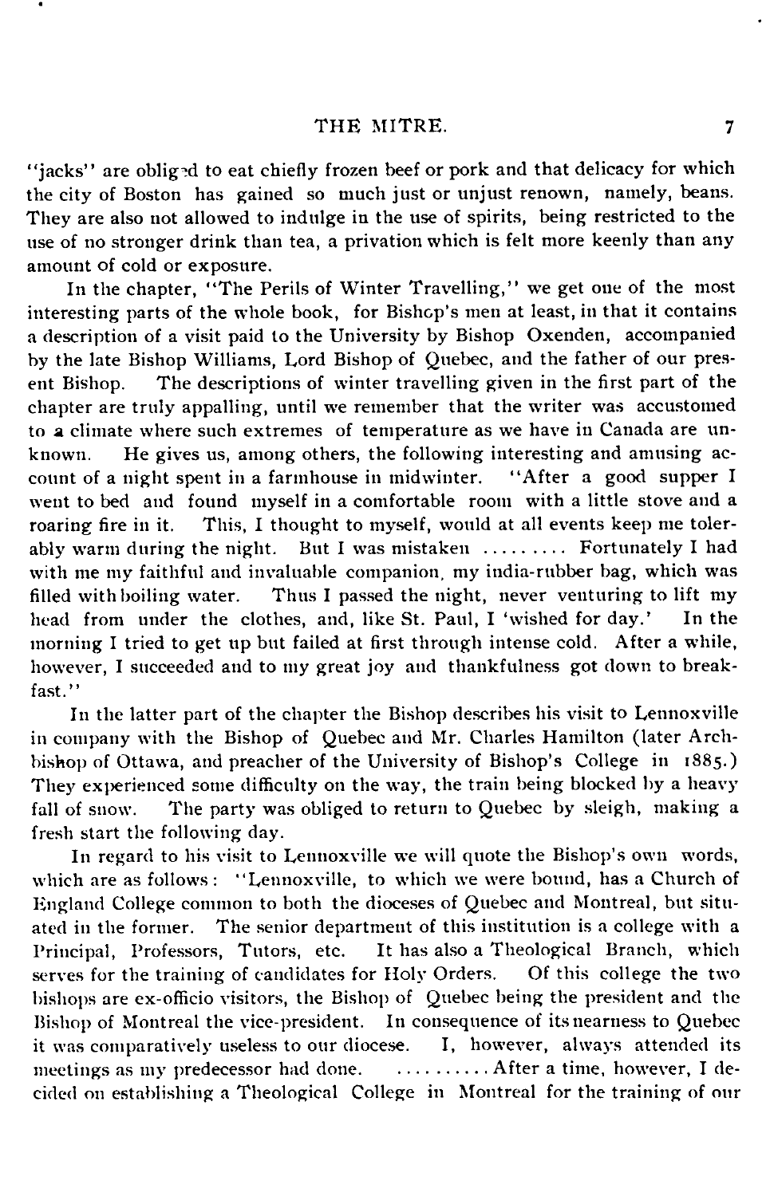"jacks" are obliged to eat chiefly frozen beef or pork and that delicacy for which the city of Boston has gained so much just or unjust renown, namely, beans. They are also not allowed to indulge in the use of spirits, being restricted to the use of no stronger drink than tea, a privation which is felt more keenly than any amount of cold or exposure.

In the chapter, "The Perils of Winter Travelling," we get one of the most interesting parts of the whole book, for Bishop's men at least, in that it contains a description of a visit paid to the University by Bishop Oxenden, accompanied by the late Bishop Williams, Lord Bishop of Quebec, and the father of our present Bishop. The descriptions of winter travelling given in the first part of the chapter are truly appalling, until we remember that the writer was accustomed to a climate where such extremes of temperature as we have in Canada are unknown. He gives us, among others, the following interesting and amusing account of a night spent in a farmhouse in midwinter. "After a good supper I went to bed and found myself in a comfortable room with a little stove and a roaring fire in it. This, I thought to myself, would at all events keep me tolerably warm during the night. But I was mistaken ......... Fortunately I had with me my faithful and invaluable companion, my india-rubber bag, which was filled with boiling water. Thus I passed the night, never venturing to lift my head from under the clothes, and, like St. Paul, I 'wished for day.' In the morning I tried to get up but failed at first through intense cold. After a while, however, I succeeded and to my great joy and thankfulness got down to breakfast."

In the latter part of the chapter the Bishop describes his visit to Lennoxville in company with the Bishop of Quebec and Mr. Charles Hamilton (later Archbishop of Ottawa, and preacher of the University of Bishop's College in 1885.) They experienced some difficulty on the way, the train being blocked by a heavy fall of snow. The party was obliged to return to Quebec by sleigh, making a fresh start the following day.

In regard to his visit to Lennoxville we will quote the Bishop's own words, which are as follows: "Lennoxville, to which we were bound, has a Church of England College common to both the dioceses of Quebec and Montreal, but situated in the former. The senior department of this institution is a college with a Principal, Professors, Tutors, etc. It has also a Theological Branch, which serves for the training of candidates for Holy Orders. Of this college the two bishops are ex-officio visitors, the Bishop of Quebec being the president and the Bishop of Montreal the vice-president. In consequence of its nearness to Quebec it was comparatively useless to our diocese. I, however, always attended its meetings as my predecessor had done. .......... After a time, however, I decided on establishing a Theological College in Montreal for the training of our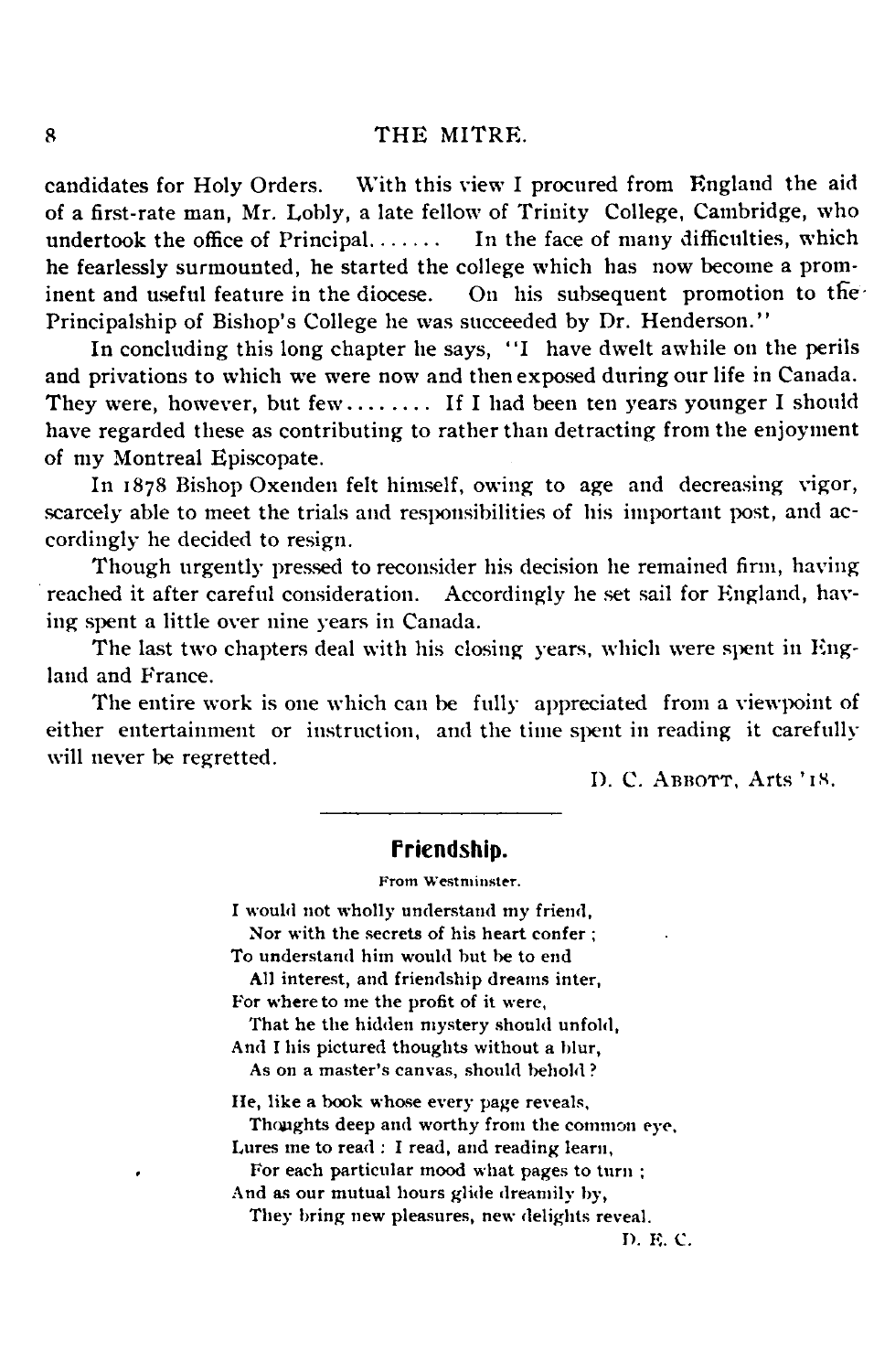candidates for Holy Orders. With this view I procured from England the aid of a first-rate man, Mr. Lobly, a late fellow of Trinity College, Cambridge, who undertook the office of Principal....... In the face of many difficulties, which he fearlessly surmounted, he started the college which has now become a prominent and useful feature in the diocese. On his subsequent promotion to the Principalship of Bishop's College he was succeeded by Dr. Henderson."

In concluding this long chapter he says, "I have dwelt awhile on the perils and privations to which we were now and then exposed during our life in Canada. They were, however, but few........ If I had been ten years younger I should have regarded these as contributing to rather than detracting from the enjoyment of my Montreal Episcopate.

In 1878 Bishop Oxenden felt himself, owing to age and decreasing vigor, scarcely able to meet the trials and responsibilities of his important post, and accordingly he decided to resign.

Though urgently pressed to reconsider his decision he remained firm, having reached it after careful consideration. Accordingly he set sail for England, having spent a little over nine years in Canada.

The last two chapters deal with his closing years, which were spent in England and France.

The entire work is one which can be fully appreciated from a viewpoint of either entertainment or instruction, and the time spent in reading it carefully will never be regretted.

D. C. Abbott, Arts '18.

---

## Friendship.

From Westminster.

I would not wholly understand my friend,
  Nor with the secrets of his heart confer ;
To understand him would but be to end
  All interest, and friendship dreams inter,
For where to me the profit of it were,
  That he the hidden mystery should unfold,
And I his pictured thoughts without a blur,
  As on a master's canvas, should behold ?

He, like a book whose every page reveals,
  Thoughts deep and worthy from the common eye,
Lures me to read : I read, and reading learn,
  For each particular mood what pages to turn ;
And as our mutual hours glide dreamily by,
  They bring new pleasures, new delights reveal.

D. E. C.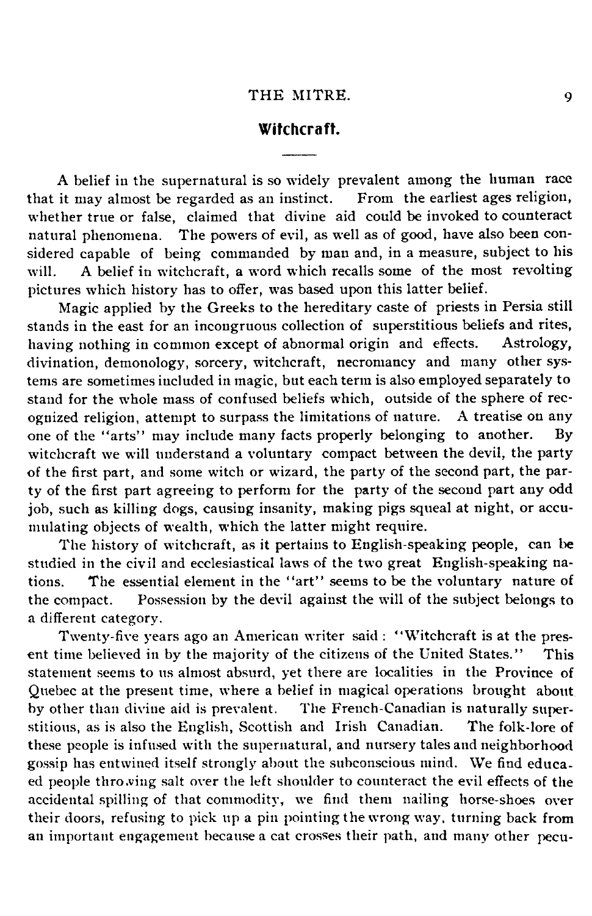## Witchcraft.

A belief in the supernatural is so widely prevalent among the human race that it may almost be regarded as an instinct. From the earliest ages religion, whether true or false, claimed that divine aid could be invoked to counteract natural phenomena. The powers of evil, as well as of good, have also been considered capable of being commanded by man and, in a measure, subject to his will. A belief in witchcraft, a word which recalls some of the most revolting pictures which history has to offer, was based upon this latter belief.

Magic applied by the Greeks to the hereditary caste of priests in Persia still stands in the east for an incongruous collection of superstitious beliefs and rites, having nothing in common except of abnormal origin and effects. Astrology, divination, demonology, sorcery, witchcraft, necromancy and many other systems are sometimes included in magic, but each term is also employed separately to stand for the whole mass of confused beliefs which, outside of the sphere of recognized religion, attempt to surpass the limitations of nature. A treatise on any one of the "arts" may include many facts properly belonging to another. By witchcraft we will understand a voluntary compact between the devil, the party of the first part, and some witch or wizard, the party of the second part, the party of the first part agreeing to perform for the party of the second part any odd job, such as killing dogs, causing insanity, making pigs squeal at night, or accumulating objects of wealth, which the latter might require.

The history of witchcraft, as it pertains to English-speaking people, can be studied in the civil and ecclesiastical laws of the two great English-speaking nations. The essential element in the "art" seems to be the voluntary nature of the compact. Possession by the devil against the will of the subject belongs to a different category.

Twenty-five years ago an American writer said: "Witchcraft is at the present time believed in by the majority of the citizens of the United States." This statement seems to us almost absurd, yet there are localities in the Province of Quebec at the present time, where a belief in magical operations brought about by other than divine aid is prevalent. The French-Canadian is naturally superstitious, as is also the English, Scottish and Irish Canadian. The folk-lore of these people is infused with the supernatural, and nursery tales and neighborhood gossip has entwined itself strongly about the subconscious mind. We find educaed people throwing salt over the left shoulder to counteract the evil effects of the accidental spilling of that commodity, we find them nailing horse-shoes over their doors, refusing to pick up a pin pointing the wrong way, turning back from an important engagement because a cat crosses their path, and many other pecu-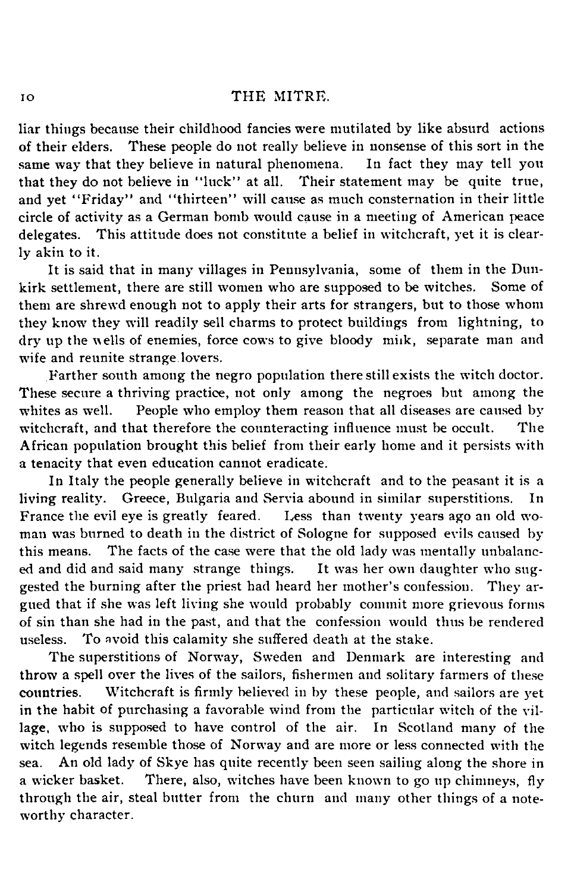liar things because their childhood fancies were mutilated by like absurd actions of their elders. These people do not really believe in nonsense of this sort in the same way that they believe in natural phenomena. In fact they may tell you that they do not believe in "luck" at all. Their statement may be quite true, and yet "Friday" and "thirteen" will cause as much consternation in their little circle of activity as a German bomb would cause in a meeting of American peace delegates. This attitude does not constitute a belief in witchcraft, yet it is clearly akin to it.

It is said that in many villages in Pennsylvania, some of them in the Dunkirk settlement, there are still women who are supposed to be witches. Some of them are shrewd enough not to apply their arts for strangers, but to those whom they know they will readily sell charms to protect buildings from lightning, to dry up the wells of enemies, force cows to give bloody milk, separate man and wife and reunite strange lovers.

Farther south among the negro population there still exists the witch doctor. These secure a thriving practice, not only among the negroes but among the whites as well. People who employ them reason that all diseases are caused by witchcraft, and that therefore the counteracting influence must be occult. The African population brought this belief from their early home and it persists with a tenacity that even education cannot eradicate.

In Italy the people generally believe in witchcraft and to the peasant it is a living reality. Greece, Bulgaria and Servia abound in similar superstitions. In France the evil eye is greatly feared. Less than twenty years ago an old woman was burned to death in the district of Sologne for supposed evils caused by this means. The facts of the case were that the old lady was mentally unbalanced and did and said many strange things. It was her own daughter who suggested the burning after the priest had heard her mother's confession. They argued that if she was left living she would probably commit more grievous forms of sin than she had in the past, and that the confession would thus be rendered useless. To avoid this calamity she suffered death at the stake.

The superstitions of Norway, Sweden and Denmark are interesting and throw a spell over the lives of the sailors, fishermen and solitary farmers of these countries. Witchcraft is firmly believed in by these people, and sailors are yet in the habit of purchasing a favorable wind from the particular witch of the village, who is supposed to have control of the air. In Scotland many of the witch legends resemble those of Norway and are more or less connected with the sea. An old lady of Skye has quite recently been seen sailing along the shore in a wicker basket. There, also, witches have been known to go up chimneys, fly through the air, steal butter from the churn and many other things of a noteworthy character.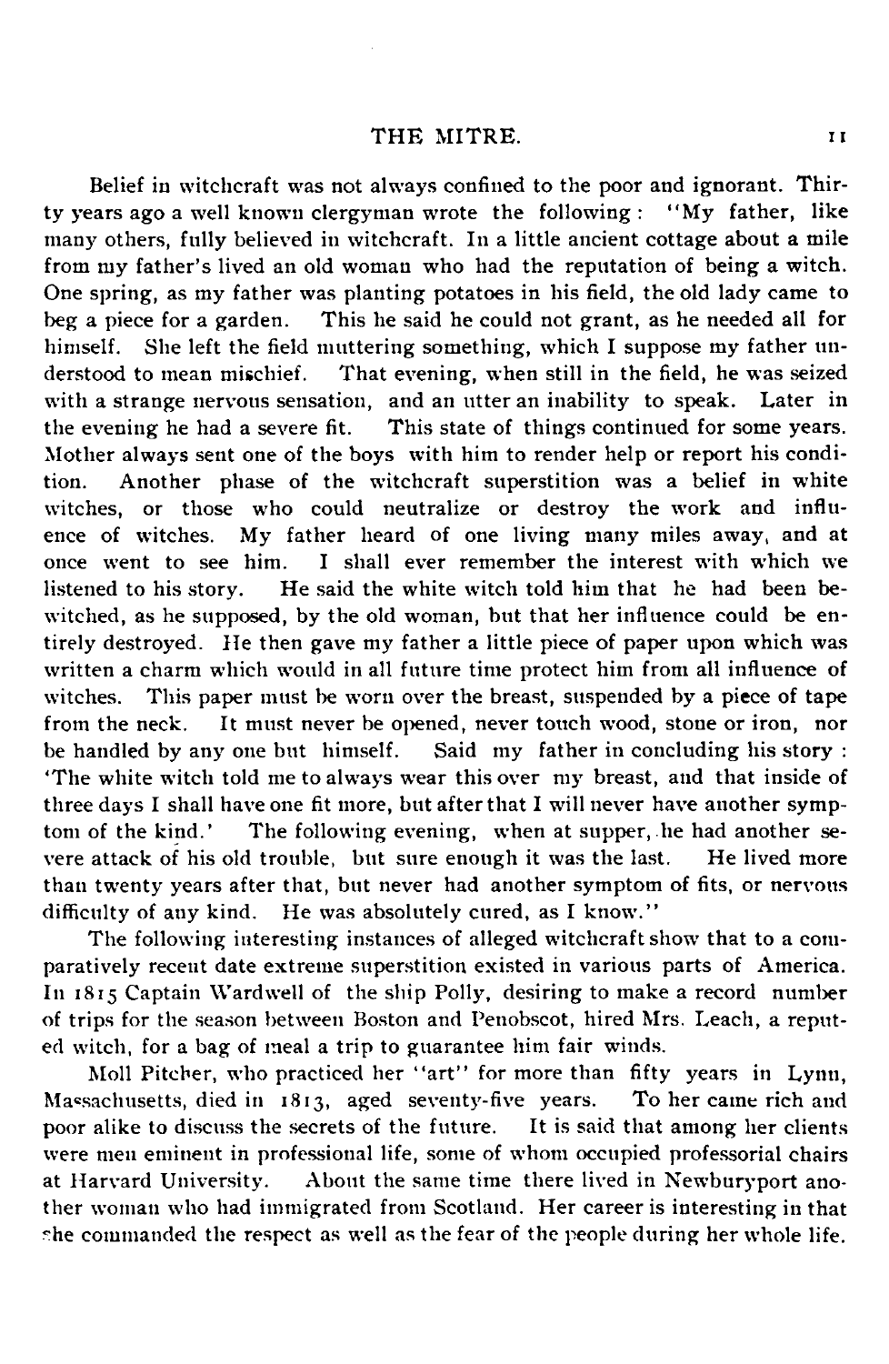Belief in witchcraft was not always confined to the poor and ignorant. Thirty years ago a well known clergyman wrote the following: "My father, like many others, fully believed in witchcraft. In a little ancient cottage about a mile from my father's lived an old woman who had the reputation of being a witch. One spring, as my father was planting potatoes in his field, the old lady came to beg a piece for a garden. This he said he could not grant, as he needed all for himself. She left the field muttering something, which I suppose my father understood to mean mischief. That evening, when still in the field, he was seized with a strange nervous sensation, and an utter an inability to speak. Later in the evening he had a severe fit. This state of things continued for some years. Mother always sent one of the boys with him to render help or report his condition. Another phase of the witchcraft superstition was a belief in white witches, or those who could neutralize or destroy the work and influence of witches. My father heard of one living many miles away, and at once went to see him. I shall ever remember the interest with which we listened to his story. He said the white witch told him that he had been bewitched, as he supposed, by the old woman, but that her influence could be entirely destroyed. He then gave my father a little piece of paper upon which was written a charm which would in all future time protect him from all influence of witches. This paper must be worn over the breast, suspended by a piece of tape from the neck. It must never be opened, never touch wood, stone or iron, nor be handled by any one but himself. Said my father in concluding his story: 'The white witch told me to always wear this over my breast, and that inside of three days I shall have one fit more, but after that I will never have another symptom of the kind.' The following evening, when at supper, he had another severe attack of his old trouble, but sure enough it was the last. He lived more than twenty years after that, but never had another symptom of fits, or nervous difficulty of any kind. He was absolutely cured, as I know."

The following interesting instances of alleged witchcraft show that to a comparatively recent date extreme superstition existed in various parts of America. In 1815 Captain Wardwell of the ship Polly, desiring to make a record number of trips for the season between Boston and Penobscot, hired Mrs. Leach, a reputed witch, for a bag of meal a trip to guarantee him fair winds.

Moll Pitcher, who practiced her "art" for more than fifty years in Lynn, Massachusetts, died in 1813, aged seventy-five years. To her came rich and poor alike to discuss the secrets of the future. It is said that among her clients were men eminent in professional life, some of whom occupied professorial chairs at Harvard University. About the same time there lived in Newburyport another woman who had immigrated from Scotland. Her career is interesting in that she commanded the respect as well as the fear of the people during her whole life.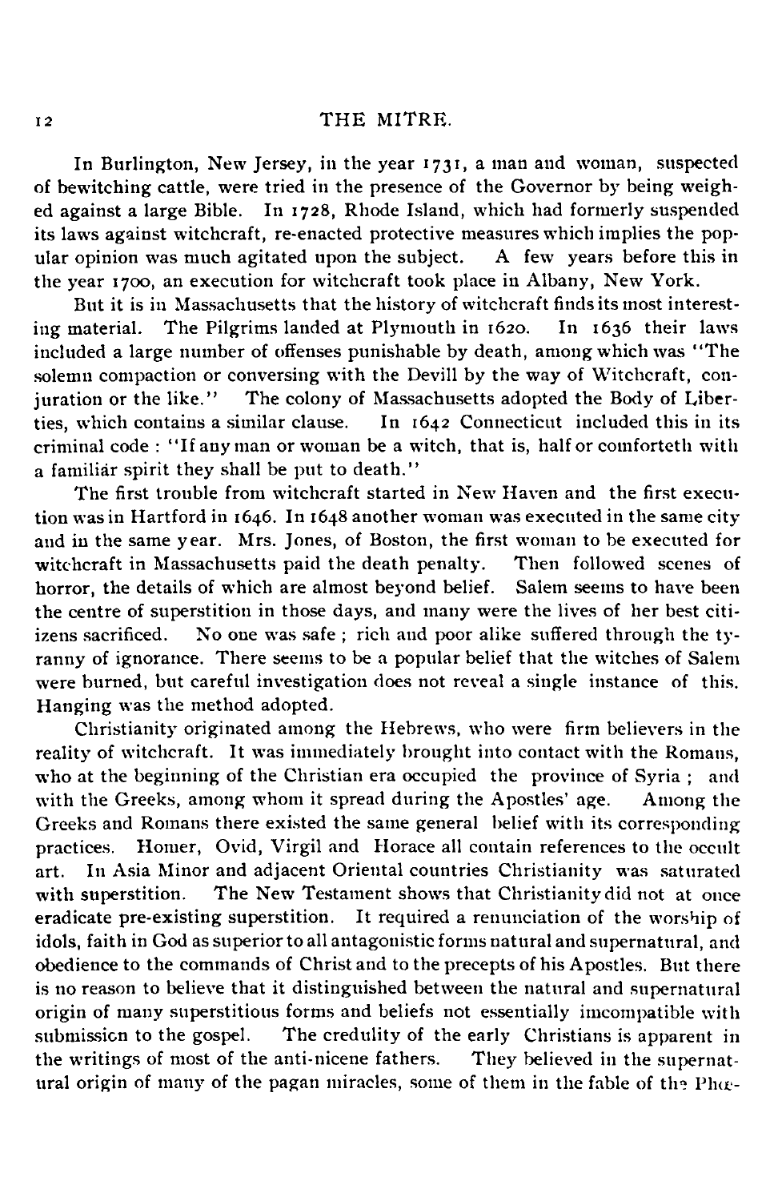In Burlington, New Jersey, in the year 1731, a man and woman, suspected of bewitching cattle, were tried in the presence of the Governor by being weighed against a large Bible. In 1728, Rhode Island, which had formerly suspended its laws against witchcraft, re-enacted protective measures which implies the popular opinion was much agitated upon the subject. A few years before this in the year 1700, an execution for witchcraft took place in Albany, New York.

But it is in Massachusetts that the history of witchcraft finds its most interesting material. The Pilgrims landed at Plymouth in 1620. In 1636 their laws included a large number of offenses punishable by death, among which was "The solemn compaction or conversing with the Devill by the way of Witchcraft, conjuration or the like." The colony of Massachusetts adopted the Body of Liberties, which contains a similar clause. In 1642 Connecticut included this in its criminal code : "If any man or woman be a witch, that is, half or comforteth with a familiar spirit they shall be put to death."

The first trouble from witchcraft started in New Haven and the first execution was in Hartford in 1646. In 1648 another woman was executed in the same city and in the same year. Mrs. Jones, of Boston, the first woman to be executed for witchcraft in Massachusetts paid the death penalty. Then followed scenes of horror, the details of which are almost beyond belief. Salem seems to have been the centre of superstition in those days, and many were the lives of her best citiizens sacrificed. No one was safe ; rich and poor alike suffered through the tyranny of ignorance. There seems to be a popular belief that the witches of Salem were burned, but careful investigation does not reveal a single instance of this. Hanging was the method adopted.

Christianity originated among the Hebrews, who were firm believers in the reality of witchcraft. It was immediately brought into contact with the Romans, who at the beginning of the Christian era occupied the province of Syria ; and with the Greeks, among whom it spread during the Apostles' age. Among the Greeks and Romans there existed the same general belief with its corresponding practices. Homer, Ovid, Virgil and Horace all contain references to the occult art. In Asia Minor and adjacent Oriental countries Christianity was saturated with superstition. The New Testament shows that Christianity did not at once eradicate pre-existing superstition. It required a renunciation of the worship of idols, faith in God as superior to all antagonistic forms natural and supernatural, and obedience to the commands of Christ and to the precepts of his Apostles. But there is no reason to believe that it distinguished between the natural and supernatural origin of many superstitious forms and beliefs not essentially incompatible with submission to the gospel. The credulity of the early Christians is apparent in the writings of most of the anti-nicene fathers. They believed in the supernatural origin of many of the pagan miracles, some of them in the fable of the Phœ-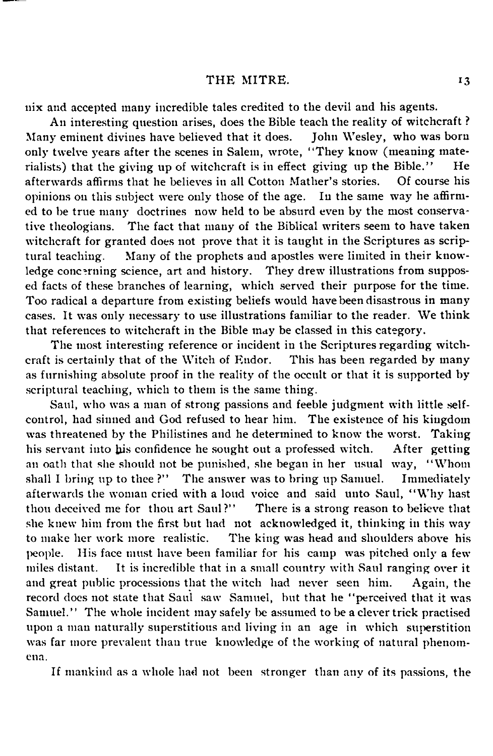nix and accepted many incredible tales credited to the devil and his agents.

An interesting question arises, does the Bible teach the reality of witchcraft? Many eminent divines have believed that it does. John Wesley, who was born only twelve years after the scenes in Salem, wrote, "They know (meaning materialists) that the giving up of witchcraft is in effect giving up the Bible." He afterwards affirms that he believes in all Cotton Mather's stories. Of course his opinions on this subject were only those of the age. In the same way he affirmed to be true many doctrines now held to be absurd even by the most conservative theologians. The fact that many of the Biblical writers seem to have taken witchcraft for granted does not prove that it is taught in the Scriptures as scriptural teaching. Many of the prophets and apostles were limited in their knowledge concerning science, art and history. They drew illustrations from supposed facts of these branches of learning, which served their purpose for the time. Too radical a departure from existing beliefs would have been disastrous in many cases. It was only necessary to use illustrations familiar to the reader. We think that references to witchcraft in the Bible may be classed in this category.

The most interesting reference or incident in the Scriptures regarding witchcraft is certainly that of the Witch of Endor. This has been regarded by many as furnishing absolute proof in the reality of the occult or that it is supported by scriptural teaching, which to them is the same thing.

Saul, who was a man of strong passions and feeble judgment with little self-control, had sinned and God refused to hear him. The existence of his kingdom was threatened by the Philistines and he determined to know the worst. Taking his servant into his confidence he sought out a professed witch. After getting an oath that she should not be punished, she began in her usual way, "Whom shall I bring up to thee?" The answer was to bring up Samuel. Immediately afterwards the woman cried with a loud voice and said unto Saul, "Why hast thou deceived me for thou art Saul?" There is a strong reason to believe that she knew him from the first but had not acknowledged it, thinking in this way to make her work more realistic. The king was head and shoulders above his people. His face must have been familiar for his camp was pitched only a few miles distant. It is incredible that in a small country with Saul ranging over it and great public processions that the witch had never seen him. Again, the record does not state that Saul saw Samuel, but that he "perceived that it was Samuel." The whole incident may safely be assumed to be a clever trick practised upon a man naturally superstitious and living in an age in which superstition was far more prevalent than true knowledge of the working of natural phenomena.

If mankind as a whole had not been stronger than any of its passions, the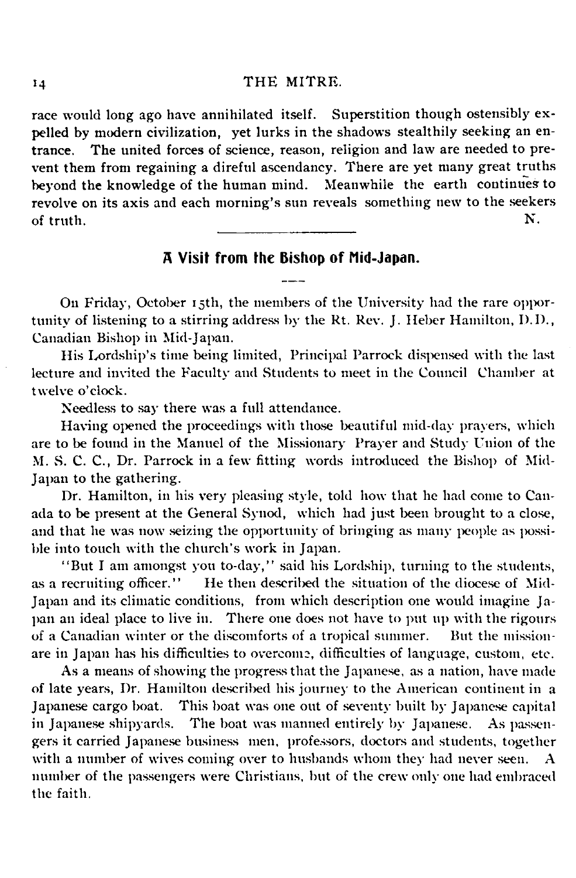race would long ago have annihilated itself. Superstition though ostensibly expelled by modern civilization, yet lurks in the shadows stealthily seeking an entrance. The united forces of science, reason, religion and law are needed to prevent them from regaining a direful ascendancy. There are yet many great truths beyond the knowledge of the human mind. Meanwhile the earth continues to revolve on its axis and each morning's sun reveals something new to the seekers of truth.

N.

---

## A Visit from the Bishop of Mid-Japan.

On Friday, October 15th, the members of the University had the rare opportunity of listening to a stirring address by the Rt. Rev. J. Heber Hamilton, D.D., Canadian Bishop in Mid-Japan.

His Lordship's time being limited, Principal Parrock dispensed with the last lecture and invited the Faculty and Students to meet in the Council Chamber at twelve o'clock.

Needless to say there was a full attendance.

Having opened the proceedings with those beautiful mid-day prayers, which are to be found in the Manuel of the Missionary Prayer and Study Union of the M. S. C. C., Dr. Parrock in a few fitting words introduced the Bishop of Mid-Japan to the gathering.

Dr. Hamilton, in his very pleasing style, told how that he had come to Canada to be present at the General Synod, which had just been brought to a close, and that he was now seizing the opportunity of bringing as many people as possible into touch with the church's work in Japan.

"But I am amongst you to-day," said his Lordship, turning to the students, as a recruiting officer." He then described the situation of the diocese of Mid-Japan and its climatic conditions, from which description one would imagine Japan an ideal place to live in. There one does not have to put up with the rigours of a Canadian winter or the discomforts of a tropical summer. But the missionare in Japan has his difficulties to overcome, difficulties of language, custom, etc.

As a means of showing the progress that the Japanese, as a nation, have made of late years, Dr. Hamilton described his journey to the American continent in a Japanese cargo boat. This boat was one out of seventy built by Japanese capital in Japanese shipyards. The boat was manned entirely by Japanese. As passengers it carried Japanese business men, professors, doctors and students, together with a number of wives coming over to husbands whom they had never seen. A number of the passengers were Christians, but of the crew only one had embraced the faith.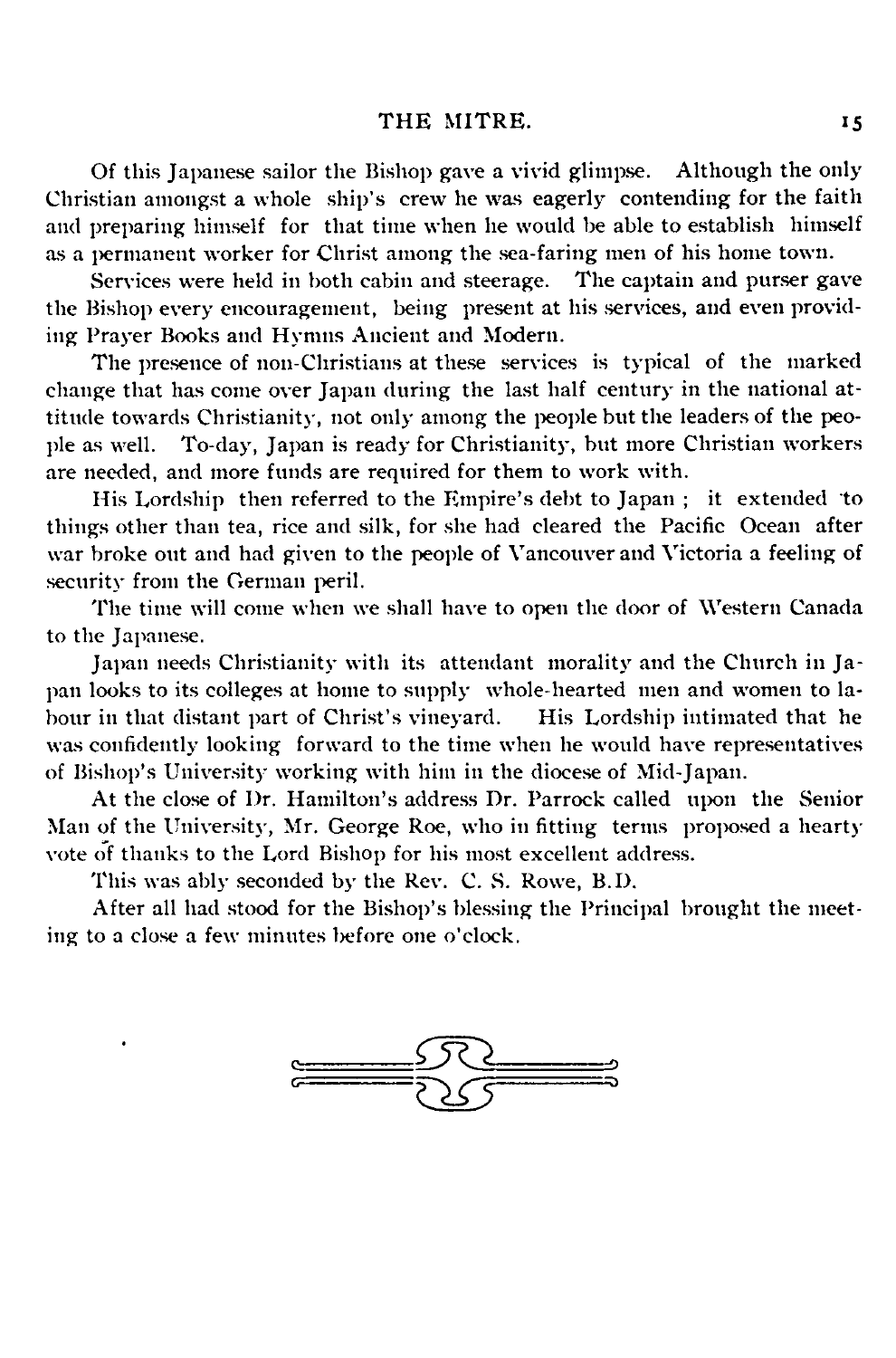Of this Japanese sailor the Bishop gave a vivid glimpse. Although the only Christian amongst a whole ship's crew he was eagerly contending for the faith and preparing himself for that time when he would be able to establish himself as a permanent worker for Christ among the sea-faring men of his home town.

Services were held in both cabin and steerage. The captain and purser gave the Bishop every encouragement, being present at his services, and even providing Prayer Books and Hymns Ancient and Modern.

The presence of non-Christians at these services is typical of the marked change that has come over Japan during the last half century in the national attitude towards Christianity, not only among the people but the leaders of the people as well. To-day, Japan is ready for Christianity, but more Christian workers are needed, and more funds are required for them to work with.

His Lordship then referred to the Empire's debt to Japan ; it extended to things other than tea, rice and silk, for she had cleared the Pacific Ocean after war broke out and had given to the people of Vancouver and Victoria a feeling of security from the German peril.

The time will come when we shall have to open the door of Western Canada to the Japanese.

Japan needs Christianity with its attendant morality and the Church in Japan looks to its colleges at home to supply whole-hearted men and women to labour in that distant part of Christ's vineyard. His Lordship intimated that he was confidently looking forward to the time when he would have representatives of Bishop's University working with him in the diocese of Mid-Japan.

At the close of Dr. Hamilton's address Dr. Parrock called upon the Senior Man of the University, Mr. George Roe, who in fitting terms proposed a hearty vote of thanks to the Lord Bishop for his most excellent address.

This was ably seconded by the Rev. C. S. Rowe, B.D.

After all had stood for the Bishop's blessing the Principal brought the meeting to a close a few minutes before one o'clock.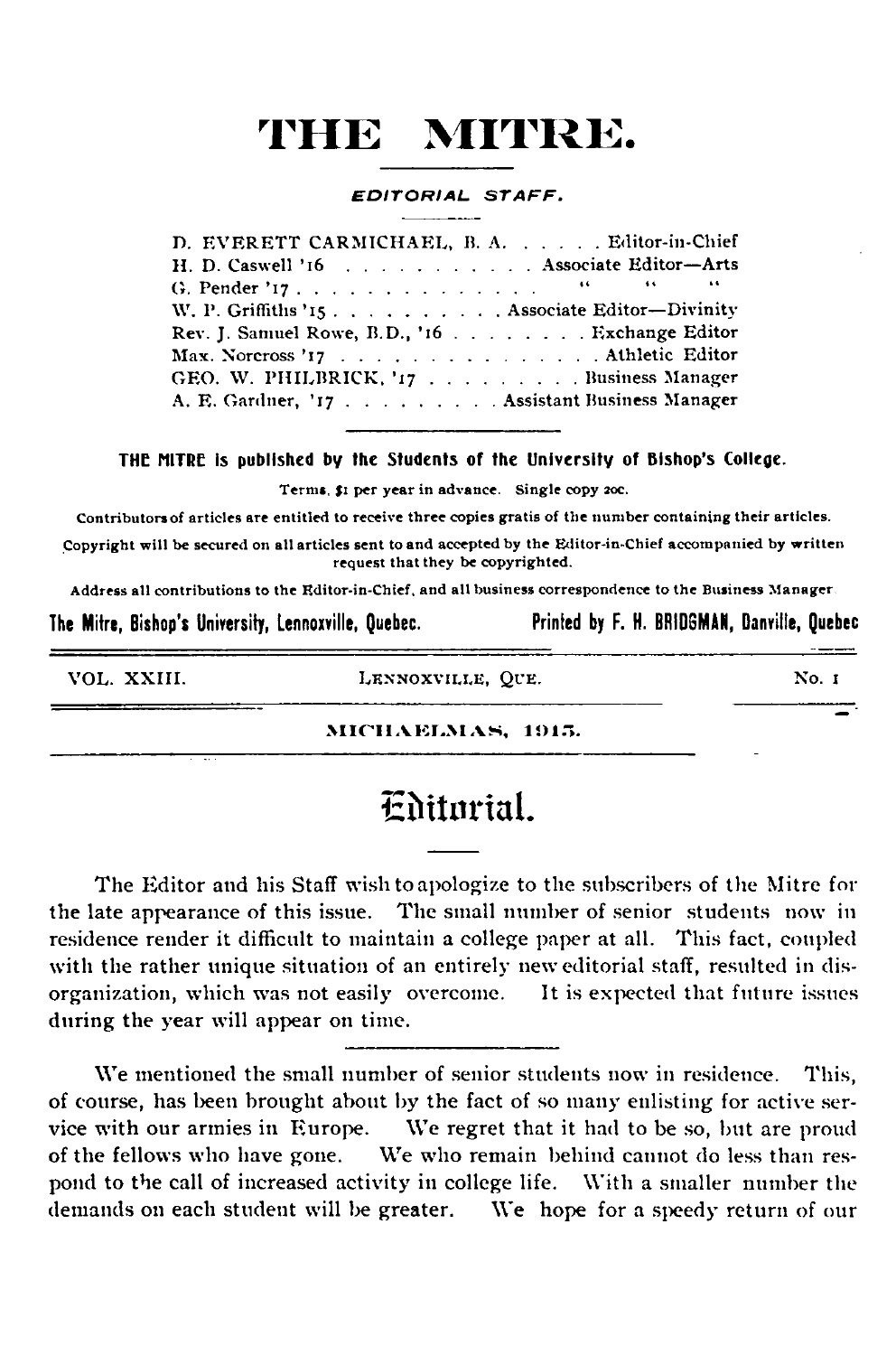# THE MITRE.

**EDITORIAL STAFF.**

D. EVERETT CARMICHAEL, B. A. . . . . . Editor-in-Chief
H. D. Caswell '16 . . . . . . . . . . . Associate Editor—Arts
G. Pender '17 . . . . . . . . . . . . . " " "
W. P. Griffiths '15 . . . . . . . . . . Associate Editor—Divinity
Rev. J. Samuel Rowe, B.D., '16 . . . . . . . . Exchange Editor
Max. Norcross '17 . . . . . . . . . . . . . Athletic Editor
GEO. W. PHILBRICK, '17 . . . . . . . . . . Business Manager
A. E. Gardner, '17 . . . . . . . . . Assistant Business Manager

**THE MITRE is published by the Students of the University of Bishop's College.**

Terms, $1 per year in advance. Single copy 20c.

Contributors of articles are entitled to receive three copies gratis of the number containing their articles.

Copyright will be secured on all articles sent to and accepted by the Editor-in-Chief accompanied by written request that they be copyrighted.

Address all contributions to the Editor-in-Chief, and all business correspondence to the Business Manager

**The Mitre, Bishop's University, Lennoxville, Quebec.** **Printed by F. H. BRIDGMAN, Danville, Quebec**

VOL. XXIII. LENNOXVILLE, QUE. No. 1

MICHAELMAS, 1915.

## Editorial.

The Editor and his Staff wish to apologize to the subscribers of the Mitre for the late appearance of this issue. The small number of senior students now in residence render it difficult to maintain a college paper at all. This fact, coupled with the rather unique situation of an entirely new editorial staff, resulted in disorganization, which was not easily overcome. It is expected that future issues during the year will appear on time.

We mentioned the small number of senior students now in residence. This, of course, has been brought about by the fact of so many enlisting for active service with our armies in Europe. We regret that it had to be so, but are proud of the fellows who have gone. We who remain behind cannot do less than respond to the call of increased activity in college life. With a smaller number the demands on each student will be greater. We hope for a speedy return of our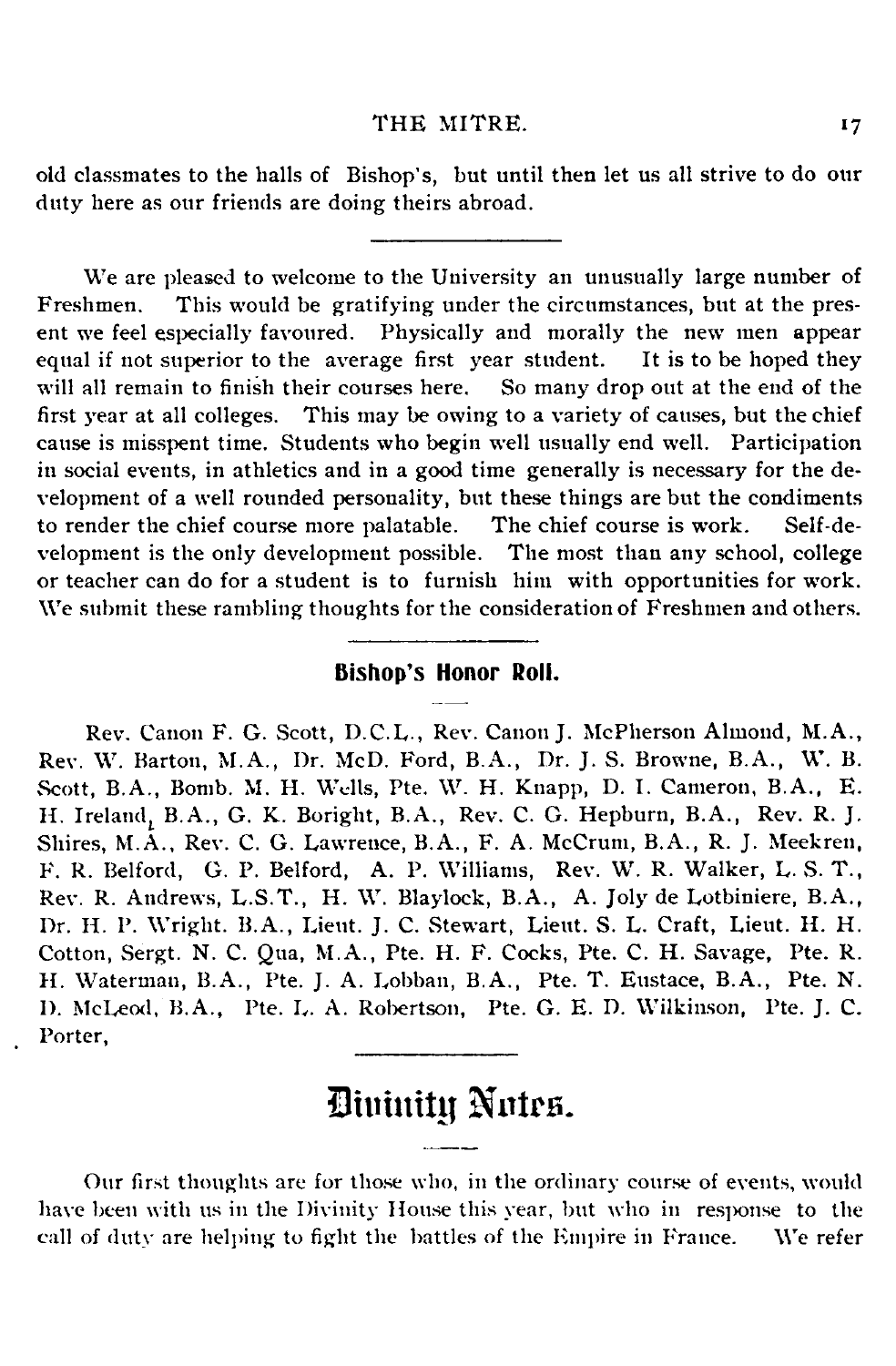old classmates to the halls of Bishop's, but until then let us all strive to do our duty here as our friends are doing theirs abroad.

---

We are pleased to welcome to the University an unusually large number of Freshmen. This would be gratifying under the circumstances, but at the present we feel especially favoured. Physically and morally the new men appear equal if not superior to the average first year student. It is to be hoped they will all remain to finish their courses here. So many drop out at the end of the first year at all colleges. This may be owing to a variety of causes, but the chief cause is misspent time. Students who begin well usually end well. Participation in social events, in athletics and in a good time generally is necessary for the development of a well rounded personality, but these things are but the condiments to render the chief course more palatable. The chief course is work. Self-development is the only development possible. The most than any school, college or teacher can do for a student is to furnish him with opportunities for work. We submit these rambling thoughts for the consideration of Freshmen and others.

---

## Bishop's Honor Roll.

Rev. Canon F. G. Scott, D.C.L., Rev. Canon J. McPherson Almond, M.A., Rev. W. Barton, M.A., Dr. McD. Ford, B.A., Dr. J. S. Browne, B.A., W. B. Scott, B.A., Bomb. M. H. Wells, Pte. W. H. Knapp, D. I. Cameron, B.A., E. H. Ireland, B.A., G. K. Boright, B.A., Rev. C. G. Hepburn, B.A., Rev. R. J. Shires, M.A., Rev. C. G. Lawrence, B.A., F. A. McCrum, B.A., R. J. Meekren, F. R. Belford, G. P. Belford, A. P. Williams, Rev. W. R. Walker, L. S. T., Rev. R. Andrews, L.S.T., H. W. Blaylock, B.A., A. Joly de Lotbiniere, B.A., Dr. H. P. Wright. B.A., Lieut. J. C. Stewart, Lieut. S. L. Craft, Lieut. H. H. Cotton, Sergt. N. C. Qua, M.A., Pte. H. F. Cocks, Pte. C. H. Savage, Pte. R. H. Waterman, B.A., Pte. J. A. Lobban, B.A., Pte. T. Eustace, B.A., Pte. N. D. McLeod, B.A., Pte. L. A. Robertson, Pte. G. E. D. Wilkinson, Pte. J. C. Porter,

---

# Divinity Notes.

Our first thoughts are for those who, in the ordinary course of events, would have been with us in the Divinity House this year, but who in response to the call of duty are helping to fight the battles of the Empire in France. We refer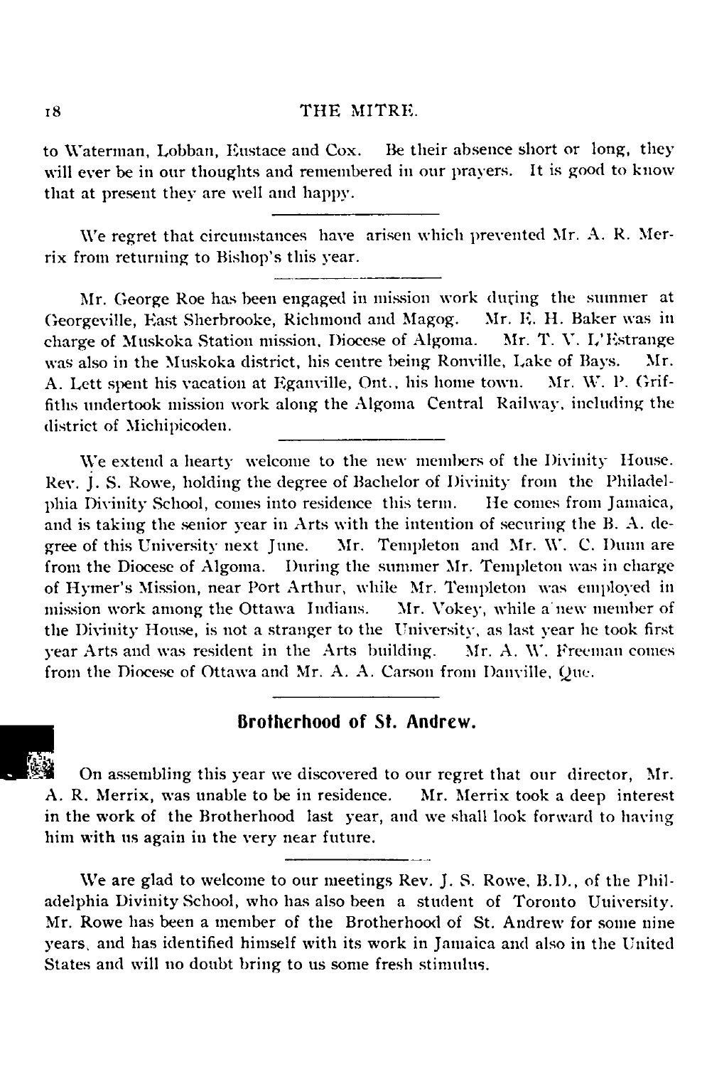to Waterman, Lobban, Eustace and Cox. Be their absence short or long, they will ever be in our thoughts and remembered in our prayers. It is good to know that at present they are well and happy.

---

We regret that circumstances have arisen which prevented Mr. A. R. Merrix from returning to Bishop's this year.

---

Mr. George Roe has been engaged in mission work during the summer at Georgeville, East Sherbrooke, Richmond and Magog. Mr. E. H. Baker was in charge of Muskoka Station mission, Diocese of Algoma. Mr. T. V. L'Estrange was also in the Muskoka district, his centre being Ronville, Lake of Bays. Mr. A. Lett spent his vacation at Eganville, Ont., his home town. Mr. W. P. Griffiths undertook mission work along the Algoma Central Railway, including the district of Michipicoden.

---

We extend a hearty welcome to the new members of the Divinity House. Rev. J. S. Rowe, holding the degree of Bachelor of Divinity from the Philadelphia Divinity School, comes into residence this term. He comes from Jamaica, and is taking the senior year in Arts with the intention of securing the B. A. degree of this University next June. Mr. Templeton and Mr. W. C. Dunn are from the Diocese of Algoma. During the summer Mr. Templeton was in charge of Hymer's Mission, near Port Arthur, while Mr. Templeton was employed in mission work among the Ottawa Indians. Mr. Vokey, while a new member of the Divinity House, is not a stranger to the University, as last year he took first year Arts and was resident in the Arts building. Mr. A. W. Freeman comes from the Diocese of Ottawa and Mr. A. A. Carson from Danville, Que.

---

## Brotherhood of St. Andrew.

On assembling this year we discovered to our regret that our director, Mr. A. R. Merrix, was unable to be in residence. Mr. Merrix took a deep interest in the work of the Brotherhood last year, and we shall look forward to having him with us again in the very near future.

---

We are glad to welcome to our meetings Rev. J. S. Rowe, B.D., of the Philadelphia Divinity School, who has also been a student of Toronto University. Mr. Rowe has been a member of the Brotherhood of St. Andrew for some nine years, and has identified himself with its work in Jamaica and also in the United States and will no doubt bring to us some fresh stimulus.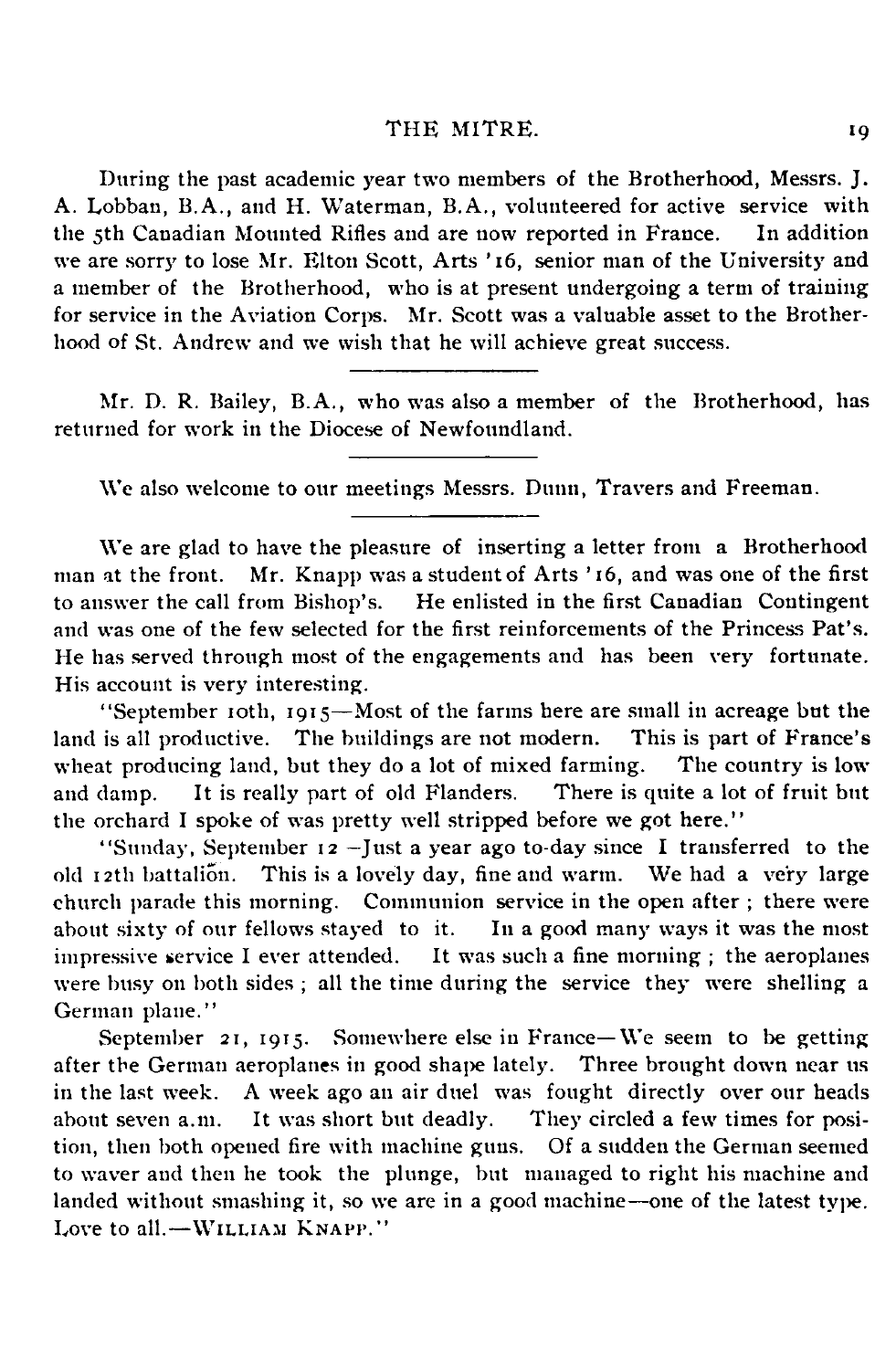During the past academic year two members of the Brotherhood, Messrs. J. A. Lobban, B.A., and H. Waterman, B.A., volunteered for active service with the 5th Canadian Mounted Rifles and are now reported in France. In addition we are sorry to lose Mr. Elton Scott, Arts '16, senior man of the University and a member of the Brotherhood, who is at present undergoing a term of training for service in the Aviation Corps. Mr. Scott was a valuable asset to the Brotherhood of St. Andrew and we wish that he will achieve great success.

---

Mr. D. R. Bailey, B.A., who was also a member of the Brotherhood, has returned for work in the Diocese of Newfoundland.

---

We also welcome to our meetings Messrs. Dunn, Travers and Freeman.

---

We are glad to have the pleasure of inserting a letter from a Brotherhood man at the front. Mr. Knapp was a student of Arts '16, and was one of the first to answer the call from Bishop's. He enlisted in the first Canadian Contingent and was one of the few selected for the first reinforcements of the Princess Pat's. He has served through most of the engagements and has been very fortunate. His account is very interesting.

"September 10th, 1915—Most of the farms here are small in acreage but the land is all productive. The buildings are not modern. This is part of France's wheat producing land, but they do a lot of mixed farming. The country is low and damp. It is really part of old Flanders. There is quite a lot of fruit but the orchard I spoke of was pretty well stripped before we got here."

"Sunday, September 12 –Just a year ago to-day since I transferred to the old 12th battalion. This is a lovely day, fine and warm. We had a very large church parade this morning. Communion service in the open after ; there were about sixty of our fellows stayed to it. In a good many ways it was the most impressive service I ever attended. It was such a fine morning ; the aeroplanes were busy on both sides ; all the time during the service they were shelling a German plane."

September 21, 1915. Somewhere else in France—We seem to be getting after the German aeroplanes in good shape lately. Three brought down near us in the last week. A week ago an air duel was fought directly over our heads about seven a.m. It was short but deadly. They circled a few times for position, then both opened fire with machine guns. Of a sudden the German seemed to waver and then he took the plunge, but managed to right his machine and landed without smashing it, so we are in a good machine—one of the latest type. Love to all.—William Knapp."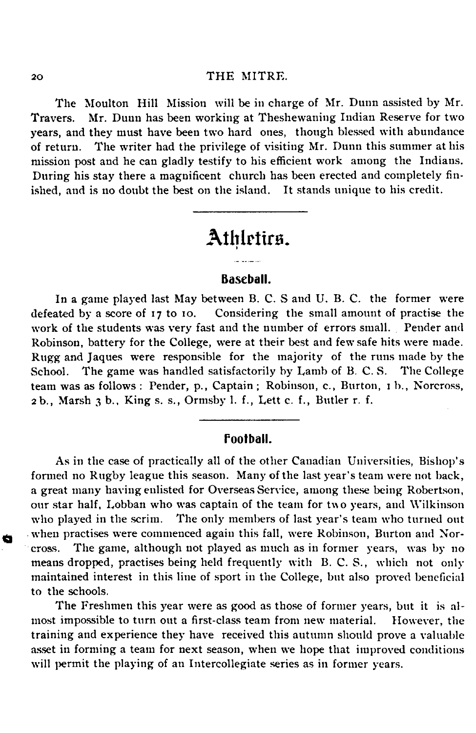The Moulton Hill Mission will be in charge of Mr. Dunn assisted by Mr. Travers. Mr. Dunn has been working at Theshewaning Indian Reserve for two years, and they must have been two hard ones, though blessed with abundance of return. The writer had the privilege of visiting Mr. Dunn this summer at his mission post and he can gladly testify to his efficient work among the Indians. During his stay there a magnificent church has been erected and completely finished, and is no doubt the best on the island. It stands unique to his credit.

# Athletics.

## Baseball.

In a game played last May between B. C. S and U. B. C. the former were defeated by a score of 17 to 10. Considering the small amount of practise the work of the students was very fast and the number of errors small. Pender and Robinson, battery for the College, were at their best and few safe hits were made. Rugg and Jaques were responsible for the majority of the runs made by the School. The game was handled satisfactorily by Lamb of B. C. S. The College team was as follows: Pender, p., Captain; Robinson, c., Burton, 1 b., Norcross, 2 b., Marsh 3 b., King s. s., Ormsby l. f., Lett c. f., Butler r. f.

## Football.

As in the case of practically all of the other Canadian Universities, Bishop's formed no Rugby league this season. Many of the last year's team were not back, a great many having enlisted for Overseas Service, among these being Robertson, our star half, Lobban who was captain of the team for two years, and Wilkinson who played in the scrim. The only members of last year's team who turned out when practises were commenced again this fall, were Robinson, Burton and Norcross. The game, although not played as much as in former years, was by no means dropped, practises being held frequently with B. C. S., which not only maintained interest in this line of sport in the College, but also proved beneficial to the schools.

The Freshmen this year were as good as those of former years, but it is almost impossible to turn out a first-class team from new material. However, the training and experience they have received this autumn should prove a valuable asset in forming a team for next season, when we hope that improved conditions will permit the playing of an Intercollegiate series as in former years.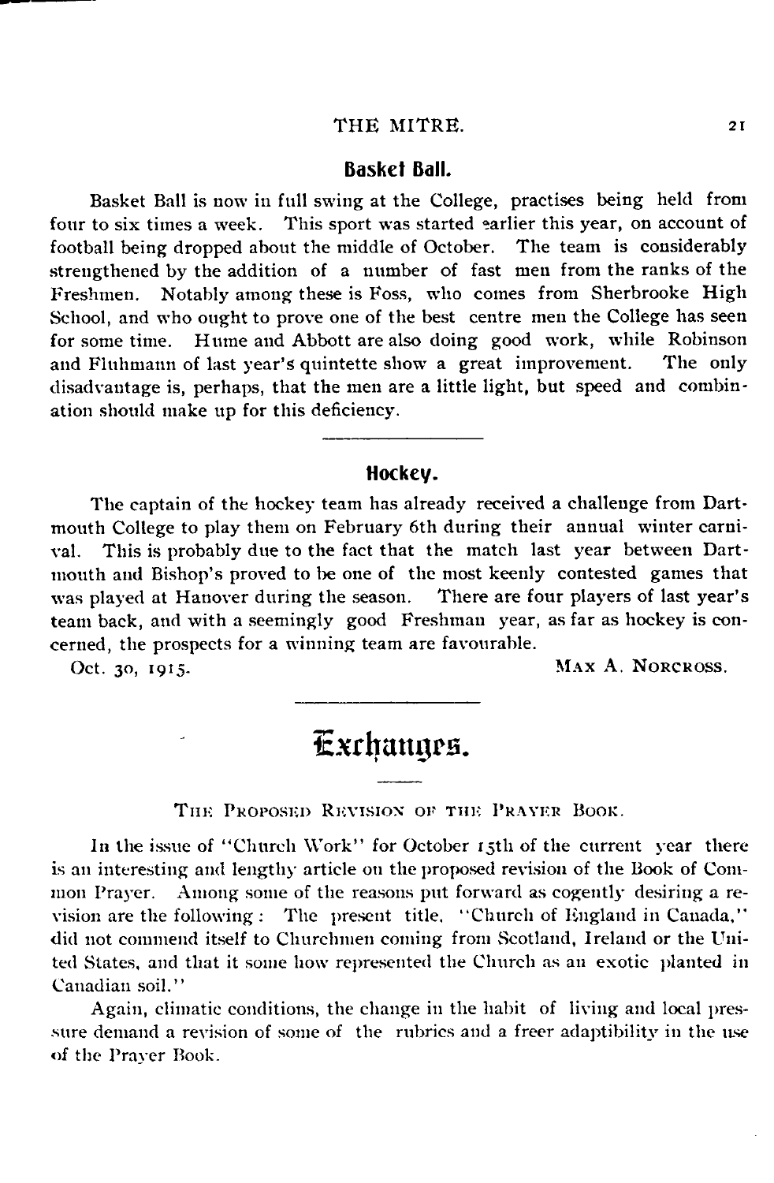## Basket Ball.

Basket Ball is now in full swing at the College, practises being held from four to six times a week. This sport was started earlier this year, on account of football being dropped about the middle of October. The team is considerably strengthened by the addition of a number of fast men from the ranks of the Freshmen. Notably among these is Foss, who comes from Sherbrooke High School, and who ought to prove one of the best centre men the College has seen for some time. Hume and Abbott are also doing good work, while Robinson and Fluhmann of last year's quintette show a great improvement. The only disadvantage is, perhaps, that the men are a little light, but speed and combination should make up for this deficiency.

---

## Hockey.

The captain of the hockey team has already received a challenge from Dartmouth College to play them on February 6th during their annual winter carnival. This is probably due to the fact that the match last year between Dartmouth and Bishop's proved to be one of the most keenly contested games that was played at Hanover during the season. There are four players of last year's team back, and with a seemingly good Freshman year, as far as hockey is concerned, the prospects for a winning team are favourable.

Oct. 30, 1915. MAX A. NORCROSS.

---

# Exchanges.

THE PROPOSED REVISION OF THE PRAYER BOOK.

In the issue of "Church Work" for October 15th of the current year there is an interesting and lengthy article on the proposed revision of the Book of Common Prayer. Among some of the reasons put forward as cogently desiring a revision are the following: The present title, "Church of England in Canada," did not commend itself to Churchmen coming from Scotland, Ireland or the United States, and that it some how represented the Church as an exotic planted in Canadian soil."

Again, climatic conditions, the change in the habit of living and local pressure demand a revision of some of the rubrics and a freer adaptibility in the use of the Prayer Book.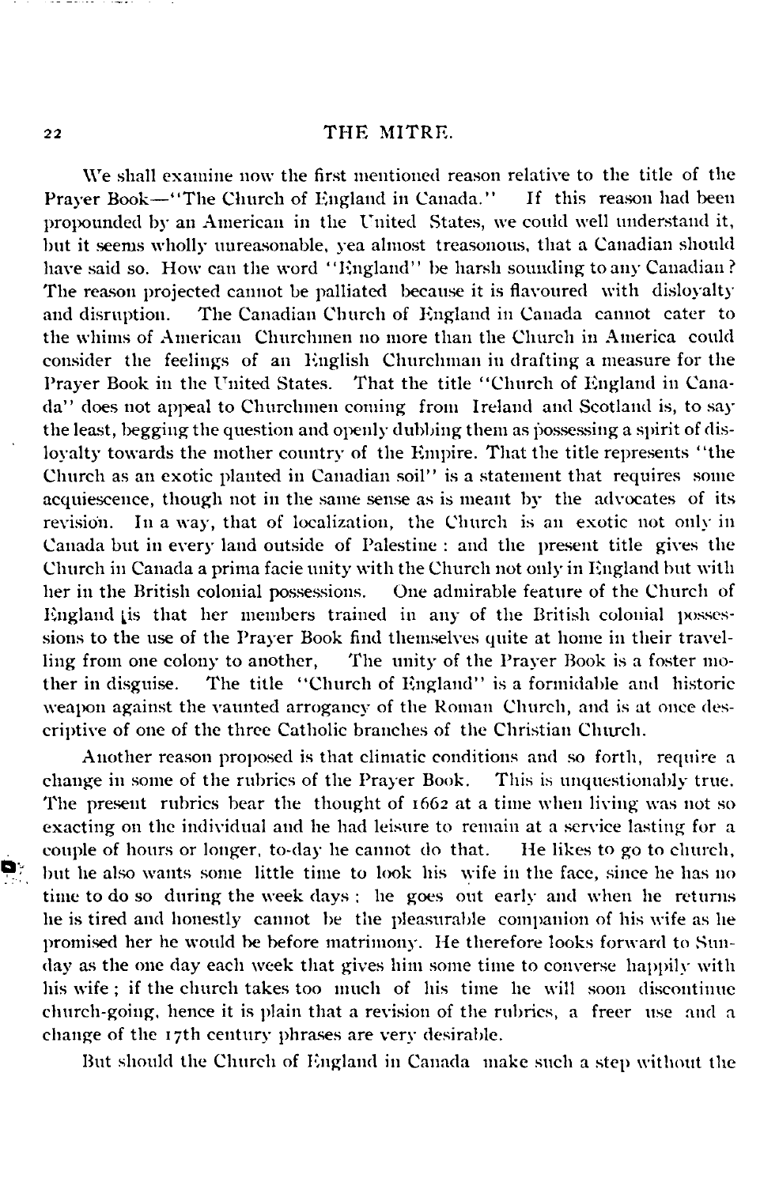We shall examine now the first mentioned reason relative to the title of the Prayer Book—"The Church of England in Canada." If this reason had been propounded by an American in the United States, we could well understand it, but it seems wholly unreasonable, yea almost treasonous, that a Canadian should have said so. How can the word "England" be harsh sounding to any Canadian? The reason projected cannot be palliated because it is flavoured with disloyalty and disruption. The Canadian Church of England in Canada cannot cater to the whims of American Churchmen no more than the Church in America could consider the feelings of an English Churchman in drafting a measure for the Prayer Book in the United States. That the title "Church of England in Canada" does not appeal to Churchmen coming from Ireland and Scotland is, to say the least, begging the question and openly dubbing them as possessing a spirit of disloyalty towards the mother country of the Empire. That the title represents "the Church as an exotic planted in Canadian soil" is a statement that requires some acquiescence, though not in the same sense as is meant by the advocates of its revision. In a way, that of localization, the Church is an exotic not only in Canada but in every land outside of Palestine : and the present title gives the Church in Canada a prima facie unity with the Church not only in England but with her in the British colonial possessions. One admirable feature of the Church of England is that her members trained in any of the British colonial possessions to the use of the Prayer Book find themselves quite at home in their travelling from one colony to another, The unity of the Prayer Book is a foster mother in disguise. The title "Church of England" is a formidable and historic weapon against the vaunted arrogancy of the Roman Church, and is at once descriptive of one of the three Catholic branches of the Christian Church.

Another reason proposed is that climatic conditions and so forth, require a change in some of the rubrics of the Prayer Book. This is unquestionably true. The present rubrics bear the thought of 1662 at a time when living was not so exacting on the individual and he had leisure to remain at a service lasting for a couple of hours or longer, to-day he cannot do that. He likes to go to church, but he also wants some little time to look his wife in the face, since he has no time to do so during the week days ; he goes out early and when he returns he is tired and honestly cannot be the pleasurable companion of his wife as he promised her he would be before matrimony. He therefore looks forward to Sunday as the one day each week that gives him some time to converse happily with his wife ; if the church takes too much of his time he will soon discontinue church-going, hence it is plain that a revision of the rubrics, a freer use and a change of the 17th century phrases are very desirable.

But should the Church of England in Canada make such a step without the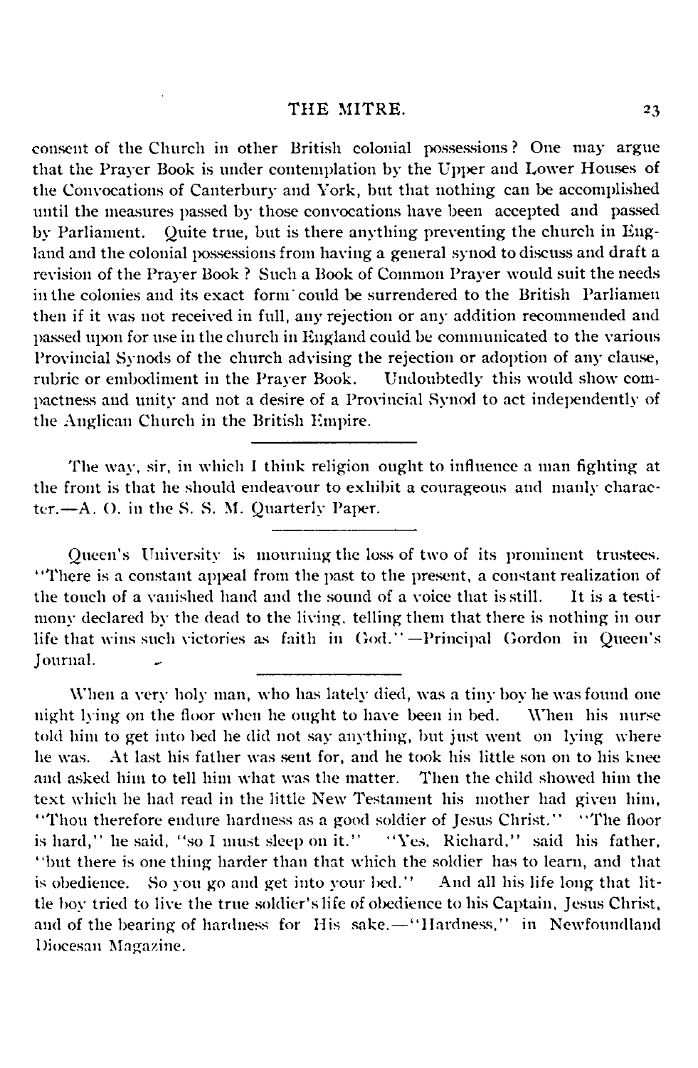consent of the Church in other British colonial possessions? One may argue that the Prayer Book is under contemplation by the Upper and Lower Houses of the Convocations of Canterbury and York, but that nothing can be accomplished until the measures passed by those convocations have been accepted and passed by Parliament. Quite true, but is there anything preventing the church in England and the colonial possessions from having a general synod to discuss and draft a revision of the Prayer Book? Such a Book of Common Prayer would suit the needs in the colonies and its exact form could be surrendered to the British Parliamen then if it was not received in full, any rejection or any addition recommended and passed upon for use in the church in England could be communicated to the various Provincial Synods of the church advising the rejection or adoption of any clause, rubric or embodiment in the Prayer Book. Undoubtedly this would show compactness and unity and not a desire of a Provincial Synod to act independently of the Anglican Church in the British Empire.

---

The way, sir, in which I think religion ought to influence a man fighting at the front is that he should endeavour to exhibit a courageous and manly character.—A. O. in the S. S. M. Quarterly Paper.

---

Queen's University is mourning the loss of two of its prominent trustees. "There is a constant appeal from the past to the present, a constant realization of the touch of a vanished hand and the sound of a voice that is still. It is a testimony declared by the dead to the living, telling them that there is nothing in our life that wins such victories as faith in God."—Principal Gordon in Queen's Journal.

---

When a very holy man, who has lately died, was a tiny boy he was found one night lying on the floor when he ought to have been in bed. When his nurse told him to get into bed he did not say anything, but just went on lying where he was. At last his father was sent for, and he took his little son on to his knee and asked him to tell him what was the matter. Then the child showed him the text which he had read in the little New Testament his mother had given him, "Thou therefore endure hardness as a good soldier of Jesus Christ." "The floor is hard," he said, "so I must sleep on it." "Yes, Richard," said his father, "but there is one thing harder than that which the soldier has to learn, and that is obedience. So you go and get into your bed." And all his life long that little boy tried to live the true soldier's life of obedience to his Captain, Jesus Christ, and of the bearing of hardness for His sake.—"Hardness," in Newfoundland Diocesan Magazine.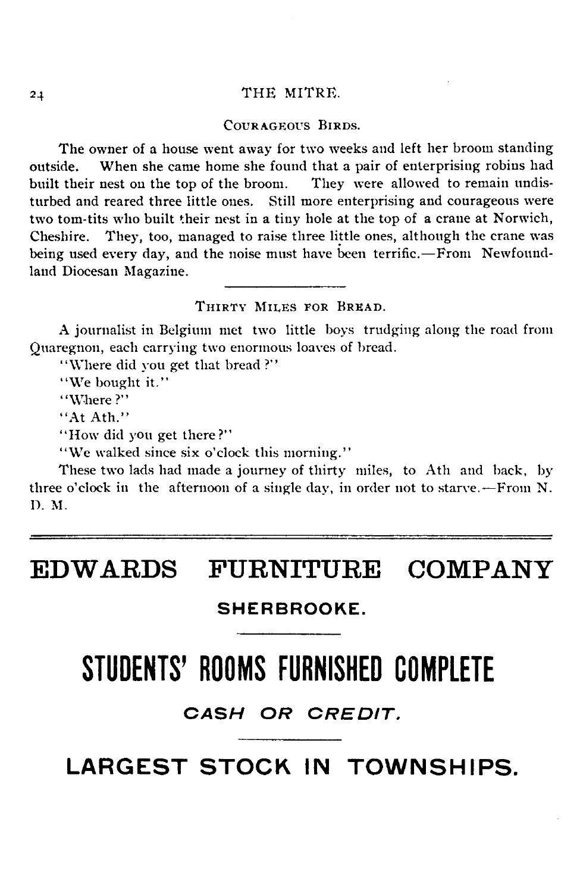### Courageous Birds.

The owner of a house went away for two weeks and left her broom standing outside. When she came home she found that a pair of enterprising robins had built their nest on the top of the broom. They were allowed to remain undisturbed and reared three little ones. Still more enterprising and courageous were two tom-tits who built their nest in a tiny hole at the top of a crane at Norwich, Cheshire. They, too, managed to raise three little ones, although the crane was being used every day, and the noise must have been terrific.—From Newfoundland Diocesan Magazine.

---

### Thirty Miles for Bread.

A journalist in Belgium met two little boys trudging along the road from Quaregnon, each carrying two enormous loaves of bread.

"Where did you get that bread?"

"We bought it."

"Where?"

"At Ath."

"How did you get there?"

"We walked since six o'clock this morning."

These two lads had made a journey of thirty miles, to Ath and back, by three o'clock in the afternoon of a single day, in order not to starve.—From N. D. M.

---

# EDWARDS FURNITURE COMPANY

**SHERBROOKE.**

---

## STUDENTS' ROOMS FURNISHED COMPLETE

***CASH OR CREDIT.***

---

## LARGEST STOCK IN TOWNSHIPS.